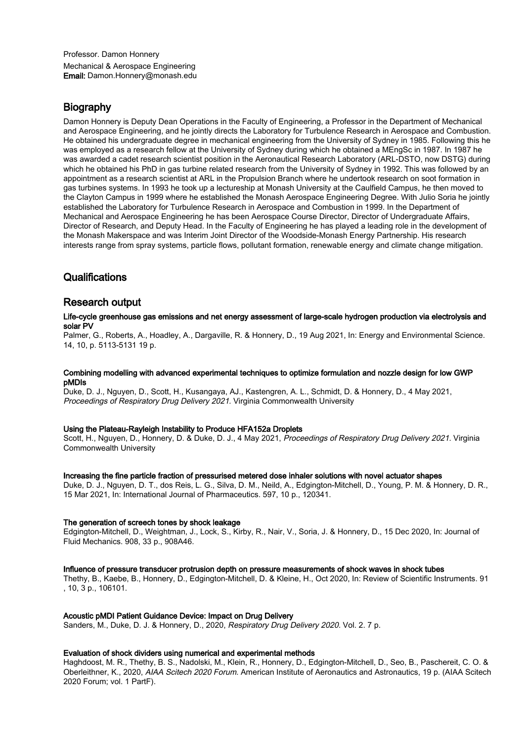Professor. Damon Honnery

Mechanical & Aerospace Engineering

**Email:** Damon.Honnery@monash.edu

## Biography

Damon Honnery is Deputy Dean Operations in the Faculty of Engineering, a Professor in the Department of Mechanical and Aerospace Engineering, and he jointly directs the Laboratory for Turbulence Research in Aerospace and Combustion. He obtained his undergraduate degree in mechanical engineering from the University of Sydney in 1985. Following this he was employed as a research fellow at the University of Sydney during which he obtained a MEngSc in 1987. In 1987 he was awarded a cadet research scientist position in the Aeronautical Research Laboratory (ARL-DSTO, now DSTG) during which he obtained his PhD in gas turbine related research from the University of Sydney in 1992. This was followed by an appointment as a research scientist at ARL in the Propulsion Branch where he undertook research on soot formation in gas turbines systems. In 1993 he took up a lectureship at Monash University at the Caulfield Campus, he then moved to the Clayton Campus in 1999 where he established the Monash Aerospace Engineering Degree. With Julio Soria he jointly established the Laboratory for Turbulence Research in Aerospace and Combustion in 1999. In the Department of Mechanical and Aerospace Engineering he has been Aerospace Course Director, Director of Undergraduate Affairs, Director of Research, and Deputy Head. In the Faculty of Engineering he has played a leading role in the development of the Monash Makerspace and was Interim Joint Director of the Woodside-Monash Energy Partnership. His research interests range from spray systems, particle flows, pollutant formation, renewable energy and climate change mitigation.

## Qualifications

## Research output

**Life-cycle greenhouse gas emissions and net energy assessment of large-scale hydrogen production via electrolysis and solar PV**

Palmer, G., Roberts, A., Hoadley, A., Dargaville, R. & Honnery, D., 19 Aug 2021, In: Energy and Environmental Science. 14, 10, p. 5113-5131 19 p.

**Combining modelling with advanced experimental techniques to optimize formulation and nozzle design for low GWP pMDIs**

Duke, D. J., Nguyen, D., Scott, H., Kusangaya, AJ., Kastengren, A. L., Schmidt, D. & Honnery, D., 4 May 2021, *Proceedings of Respiratory Drug Delivery 2021.* Virginia Commonwealth University

**Using the Plateau-Rayleigh Instability to Produce HFA152a Droplets**

Scott, H., Nguyen, D., Honnery, D. & Duke, D. J., 4 May 2021, *Proceedings of Respiratory Drug Delivery 2021.* Virginia Commonwealth University

**Increasing the fine particle fraction of pressurised metered dose inhaler solutions with novel actuator shapes**

Duke, D. J., Nguyen, D. T., dos Reis, L. G., Silva, D. M., Neild, A., Edgington-Mitchell, D., Young, P. M. & Honnery, D. R., 15 Mar 2021, In: International Journal of Pharmaceutics. 597, 10 p., 120341.

**The generation of screech tones by shock leakage**

Edgington-Mitchell, D., Weightman, J., Lock, S., Kirby, R., Nair, V., Soria, J. & Honnery, D., 15 Dec 2020, In: Journal of Fluid Mechanics. 908, 33 p., 908A46.

**Influence of pressure transducer protrusion depth on pressure measurements of shock waves in shock tubes**

Thethy, B., Kaebe, B., Honnery, D., Edgington-Mitchell, D. & Kleine, H., Oct 2020, In: Review of Scientific Instruments. 91 , 10, 3 p., 106101.

**Acoustic pMDI Patient Guidance Device: Impact on Drug Delivery**

Sanders, M., Duke, D. J. & Honnery, D., 2020, *Respiratory Drug Delivery 2020.* Vol. 2. 7 p.

**Evaluation of shock dividers using numerical and experimental methods**

Haghdoost, M. R., Thethy, B. S., Nadolski, M., Klein, R., Honnery, D., Edgington-Mitchell, D., Seo, B., Paschereit, C. O. & Oberleithner, K., 2020, *AIAA Scitech 2020 Forum.* American Institute of Aeronautics and Astronautics, 19 p. (AIAA Scitech 2020 Forum; vol. 1 PartF).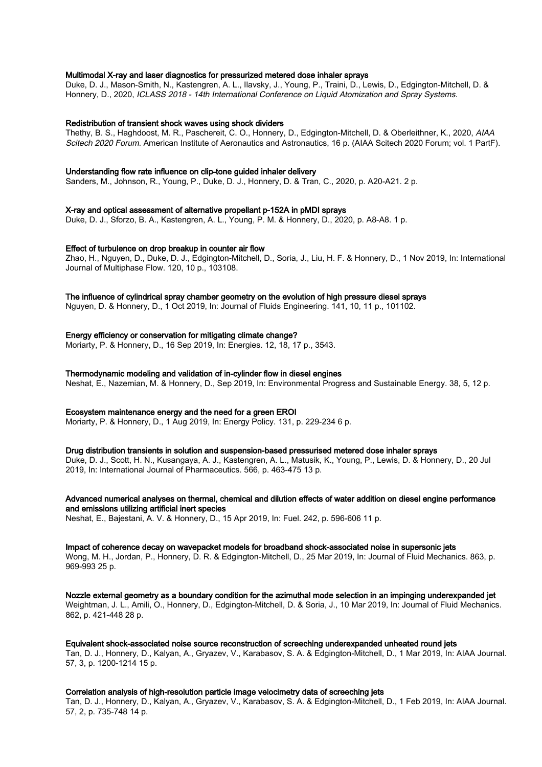**Multimodal X-ray and laser diagnostics for pressurized metered dose inhaler sprays**

Duke, D. J., Mason-Smith, N., Kastengren, A. L., Ilavsky, J., Young, P., Traini, D., Lewis, D., Edgington-Mitchell, D. & Honnery, D., 2020, *ICLASS 2018 - 14th International Conference on Liquid Atomization and Spray Systems.*

**Redistribution of transient shock waves using shock dividers**

Thethy, B. S., Haghdoost, M. R., Paschereit, C. O., Honnery, D., Edgington-Mitchell, D. & Oberleithner, K., 2020, *AIAA Scitech 2020 Forum.* American Institute of Aeronautics and Astronautics, 16 p. (AIAA Scitech 2020 Forum; vol. 1 PartF).

**Understanding flow rate influence on clip-tone guided inhaler delivery**

Sanders, M., Johnson, R., Young, P., Duke, D. J., Honnery, D. & Tran, C., 2020, p. A20-A21. 2 p.

**X-ray and optical assessment of alternative propellant p-152A in pMDI sprays**

Duke, D. J., Sforzo, B. A., Kastengren, A. L., Young, P. M. & Honnery, D., 2020, p. A8-A8. 1 p.

**Effect of turbulence on drop breakup in counter air flow**

Zhao, H., Nguyen, D., Duke, D. J., Edgington-Mitchell, D., Soria, J., Liu, H. F. & Honnery, D., 1 Nov 2019, In: International Journal of Multiphase Flow. 120, 10 p., 103108.

**The influence of cylindrical spray chamber geometry on the evolution of high pressure diesel sprays**

Nguyen, D. & Honnery, D., 1 Oct 2019, In: Journal of Fluids Engineering. 141, 10, 11 p., 101102.

**Energy efficiency or conservation for mitigating climate change?**

Moriarty, P. & Honnery, D., 16 Sep 2019, In: Energies. 12, 18, 17 p., 3543.

**Thermodynamic modeling and validation of in-cylinder flow in diesel engines**

Neshat, E., Nazemian, M. & Honnery, D., Sep 2019, In: Environmental Progress and Sustainable Energy. 38, 5, 12 p.

**Ecosystem maintenance energy and the need for a green EROI**

Moriarty, P. & Honnery, D., 1 Aug 2019, In: Energy Policy. 131, p. 229-234 6 p.

**Drug distribution transients in solution and suspension-based pressurised metered dose inhaler sprays**

Duke, D. J., Scott, H. N., Kusangaya, A. J., Kastengren, A. L., Matusik, K., Young, P., Lewis, D. & Honnery, D., 20 Jul 2019, In: International Journal of Pharmaceutics. 566, p. 463-475 13 p.

**Advanced numerical analyses on thermal, chemical and dilution effects of water addition on diesel engine performance and emissions utilizing artificial inert species**

Neshat, E., Bajestani, A. V. & Honnery, D., 15 Apr 2019, In: Fuel. 242, p. 596-606 11 p.

**Impact of coherence decay on wavepacket models for broadband shock-associated noise in supersonic jets**

Wong, M. H., Jordan, P., Honnery, D. R. & Edgington-Mitchell, D., 25 Mar 2019, In: Journal of Fluid Mechanics. 863, p. 969-993 25 p.

**Nozzle external geometry as a boundary condition for the azimuthal mode selection in an impinging underexpanded jet**

Weightman, J. L., Amili, O., Honnery, D., Edgington-Mitchell, D. & Soria, J., 10 Mar 2019, In: Journal of Fluid Mechanics. 862, p. 421-448 28 p.

**Equivalent shock-associated noise source reconstruction of screeching underexpanded unheated round jets**

Tan, D. J., Honnery, D., Kalyan, A., Gryazev, V., Karabasov, S. A. & Edgington-Mitchell, D., 1 Mar 2019, In: AIAA Journal. 57, 3, p. 1200-1214 15 p.

**Correlation analysis of high-resolution particle image velocimetry data of screeching jets**

Tan, D. J., Honnery, D., Kalyan, A., Gryazev, V., Karabasov, S. A. & Edgington-Mitchell, D., 1 Feb 2019, In: AIAA Journal. 57, 2, p. 735-748 14 p.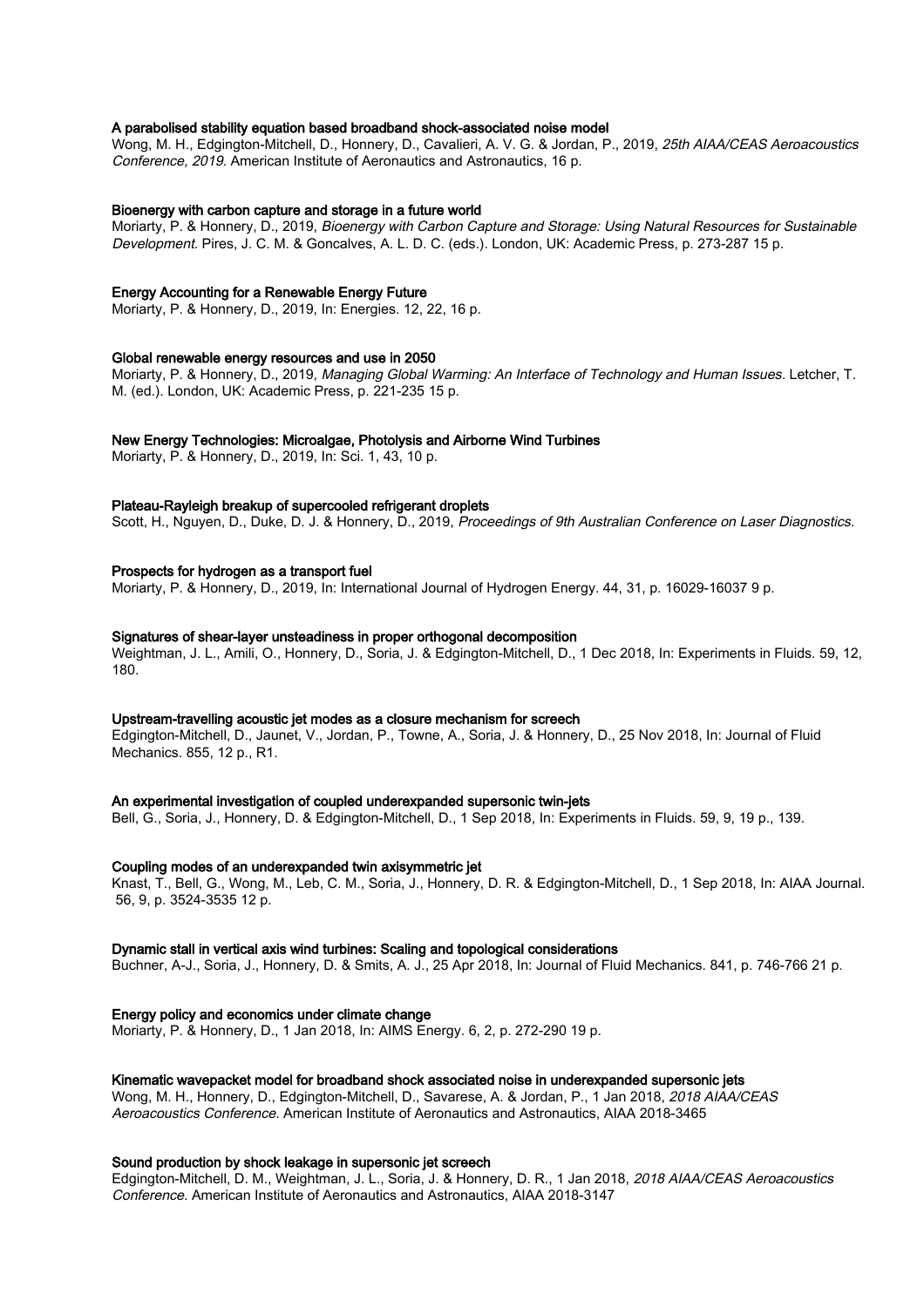**A parabolised stability equation based broadband shock-associated noise model**

Wong, M. H., Edgington-Mitchell, D., Honnery, D., Cavalieri, A. V. G. & Jordan, P., 2019, *25th AIAA/CEAS Aeroacoustics Conference, 2019*. American Institute of Aeronautics and Astronautics, 16 p.

**Bioenergy with carbon capture and storage in a future world**

Moriarty, P. & Honnery, D., 2019, *Bioenergy with Carbon Capture and Storage: Using Natural Resources for Sustainable Development*. Pires, J. C. M. & Goncalves, A. L. D. C. (eds.). London, UK: Academic Press, p. 273-287 15 p.

**Energy Accounting for a Renewable Energy Future**

Moriarty, P. & Honnery, D., 2019, In: Energies. 12, 22, 16 p.

**Global renewable energy resources and use in 2050**

Moriarty, P. & Honnery, D., 2019, *Managing Global Warming: An Interface of Technology and Human Issues*. Letcher, T. M. (ed.). London, UK: Academic Press, p. 221-235 15 p.

**New Energy Technologies: Microalgae, Photolysis and Airborne Wind Turbines**

Moriarty, P. & Honnery, D., 2019, In: Sci. 1, 43, 10 p.

**Plateau-Rayleigh breakup of supercooled refrigerant droplets**

Scott, H., Nguyen, D., Duke, D. J. & Honnery, D., 2019, *Proceedings of 9th Australian Conference on Laser Diagnostics*.

**Prospects for hydrogen as a transport fuel**

Moriarty, P. & Honnery, D., 2019, In: International Journal of Hydrogen Energy. 44, 31, p. 16029-16037 9 p.

**Signatures of shear-layer unsteadiness in proper orthogonal decomposition**

Weightman, J. L., Amili, O., Honnery, D., Soria, J. & Edgington-Mitchell, D., 1 Dec 2018, In: Experiments in Fluids. 59, 12, 180.

**Upstream-travelling acoustic jet modes as a closure mechanism for screech**

Edgington-Mitchell, D., Jaunet, V., Jordan, P., Towne, A., Soria, J. & Honnery, D., 25 Nov 2018, In: Journal of Fluid Mechanics. 855, 12 p., R1.

**An experimental investigation of coupled underexpanded supersonic twin-jets**

Bell, G., Soria, J., Honnery, D. & Edgington-Mitchell, D., 1 Sep 2018, In: Experiments in Fluids. 59, 9, 19 p., 139.

**Coupling modes of an underexpanded twin axisymmetric jet**

Knast, T., Bell, G., Wong, M., Leb, C. M., Soria, J., Honnery, D. R. & Edgington-Mitchell, D., 1 Sep 2018, In: AIAA Journal. 56, 9, p. 3524-3535 12 p.

**Dynamic stall in vertical axis wind turbines: Scaling and topological considerations**

Buchner, A-J., Soria, J., Honnery, D. & Smits, A. J., 25 Apr 2018, In: Journal of Fluid Mechanics. 841, p. 746-766 21 p.

**Energy policy and economics under climate change**

Moriarty, P. & Honnery, D., 1 Jan 2018, In: AIMS Energy. 6, 2, p. 272-290 19 p.

**Kinematic wavepacket model for broadband shock associated noise in underexpanded supersonic jets**

Wong, M. H., Honnery, D., Edgington-Mitchell, D., Savarese, A. & Jordan, P., 1 Jan 2018, *2018 AIAA/CEAS Aeroacoustics Conference*. American Institute of Aeronautics and Astronautics, AIAA 2018-3465

**Sound production by shock leakage in supersonic jet screech**

Edgington-Mitchell, D. M., Weightman, J. L., Soria, J. & Honnery, D. R., 1 Jan 2018, *2018 AIAA/CEAS Aeroacoustics Conference*. American Institute of Aeronautics and Astronautics, AIAA 2018-3147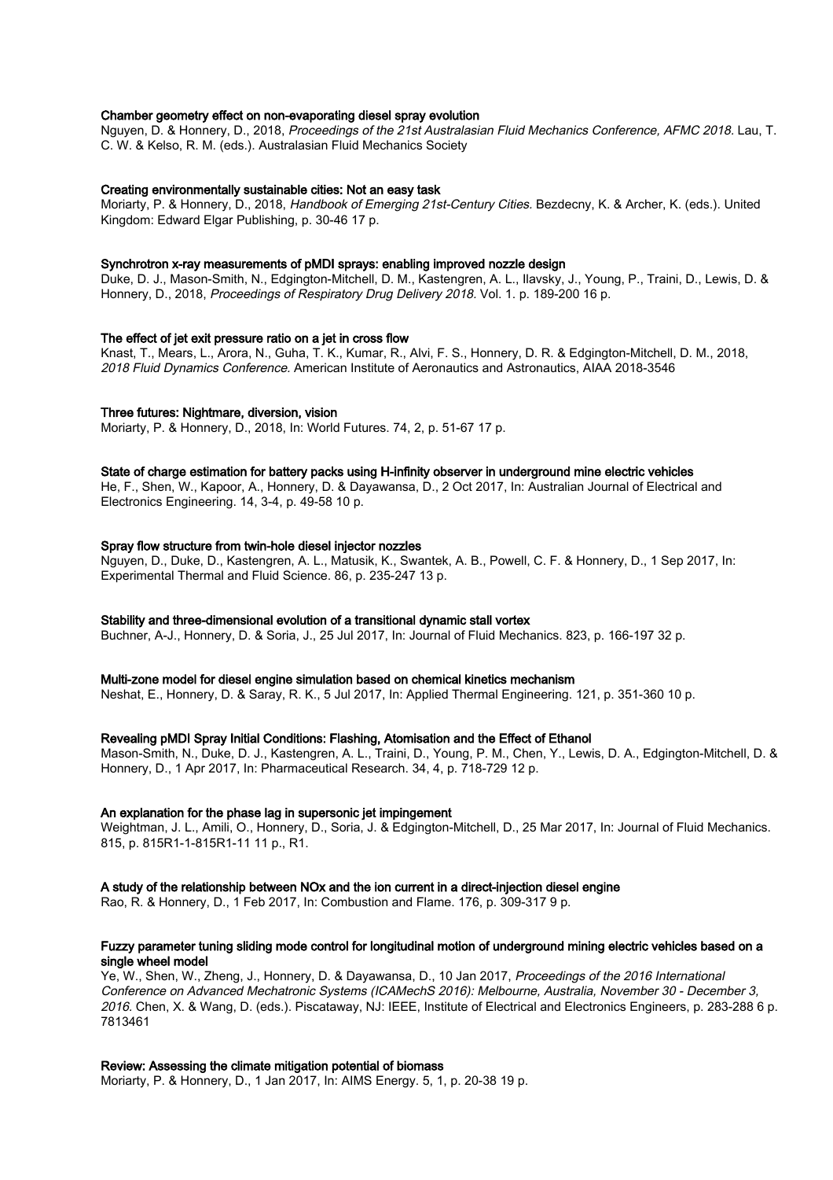**Chamber geometry effect on non-evaporating diesel spray evolution**
Nguyen, D. & Honnery, D., 2018, *Proceedings of the 21st Australasian Fluid Mechanics Conference, AFMC 2018.* Lau, T. C. W. & Kelso, R. M. (eds.). Australasian Fluid Mechanics Society

**Creating environmentally sustainable cities: Not an easy task**
Moriarty, P. & Honnery, D., 2018, *Handbook of Emerging 21st-Century Cities.* Bezdecny, K. & Archer, K. (eds.). United Kingdom: Edward Elgar Publishing, p. 30-46 17 p.

**Synchrotron x-ray measurements of pMDI sprays: enabling improved nozzle design**
Duke, D. J., Mason-Smith, N., Edgington-Mitchell, D. M., Kastengren, A. L., Ilavsky, J., Young, P., Traini, D., Lewis, D. & Honnery, D., 2018, *Proceedings of Respiratory Drug Delivery 2018.* Vol. 1. p. 189-200 16 p.

**The effect of jet exit pressure ratio on a jet in cross flow**
Knast, T., Mears, L., Arora, N., Guha, T. K., Kumar, R., Alvi, F. S., Honnery, D. R. & Edgington-Mitchell, D. M., 2018, *2018 Fluid Dynamics Conference.* American Institute of Aeronautics and Astronautics, AIAA 2018-3546

**Three futures: Nightmare, diversion, vision**
Moriarty, P. & Honnery, D., 2018, In: World Futures. 74, 2, p. 51-67 17 p.

**State of charge estimation for battery packs using H-infinity observer in underground mine electric vehicles**
He, F., Shen, W., Kapoor, A., Honnery, D. & Dayawansa, D., 2 Oct 2017, In: Australian Journal of Electrical and Electronics Engineering. 14, 3-4, p. 49-58 10 p.

**Spray flow structure from twin-hole diesel injector nozzles**
Nguyen, D., Duke, D., Kastengren, A. L., Matusik, K., Swantek, A. B., Powell, C. F. & Honnery, D., 1 Sep 2017, In: Experimental Thermal and Fluid Science. 86, p. 235-247 13 p.

**Stability and three-dimensional evolution of a transitional dynamic stall vortex**
Buchner, A-J., Honnery, D. & Soria, J., 25 Jul 2017, In: Journal of Fluid Mechanics. 823, p. 166-197 32 p.

**Multi-zone model for diesel engine simulation based on chemical kinetics mechanism**
Neshat, E., Honnery, D. & Saray, R. K., 5 Jul 2017, In: Applied Thermal Engineering. 121, p. 351-360 10 p.

**Revealing pMDI Spray Initial Conditions: Flashing, Atomisation and the Effect of Ethanol**
Mason-Smith, N., Duke, D. J., Kastengren, A. L., Traini, D., Young, P. M., Chen, Y., Lewis, D. A., Edgington-Mitchell, D. & Honnery, D., 1 Apr 2017, In: Pharmaceutical Research. 34, 4, p. 718-729 12 p.

**An explanation for the phase lag in supersonic jet impingement**
Weightman, J. L., Amili, O., Honnery, D., Soria, J. & Edgington-Mitchell, D., 25 Mar 2017, In: Journal of Fluid Mechanics. 815, p. 815R1-1-815R1-11 11 p., R1.

**A study of the relationship between NOx and the ion current in a direct-injection diesel engine**
Rao, R. & Honnery, D., 1 Feb 2017, In: Combustion and Flame. 176, p. 309-317 9 p.

**Fuzzy parameter tuning sliding mode control for longitudinal motion of underground mining electric vehicles based on a single wheel model**
Ye, W., Shen, W., Zheng, J., Honnery, D. & Dayawansa, D., 10 Jan 2017, *Proceedings of the 2016 International Conference on Advanced Mechatronic Systems (ICAMechS 2016): Melbourne, Australia, November 30 - December 3, 2016.* Chen, X. & Wang, D. (eds.). Piscataway, NJ: IEEE, Institute of Electrical and Electronics Engineers, p. 283-288 6 p. 7813461

**Review: Assessing the climate mitigation potential of biomass**
Moriarty, P. & Honnery, D., 1 Jan 2017, In: AIMS Energy. 5, 1, p. 20-38 19 p.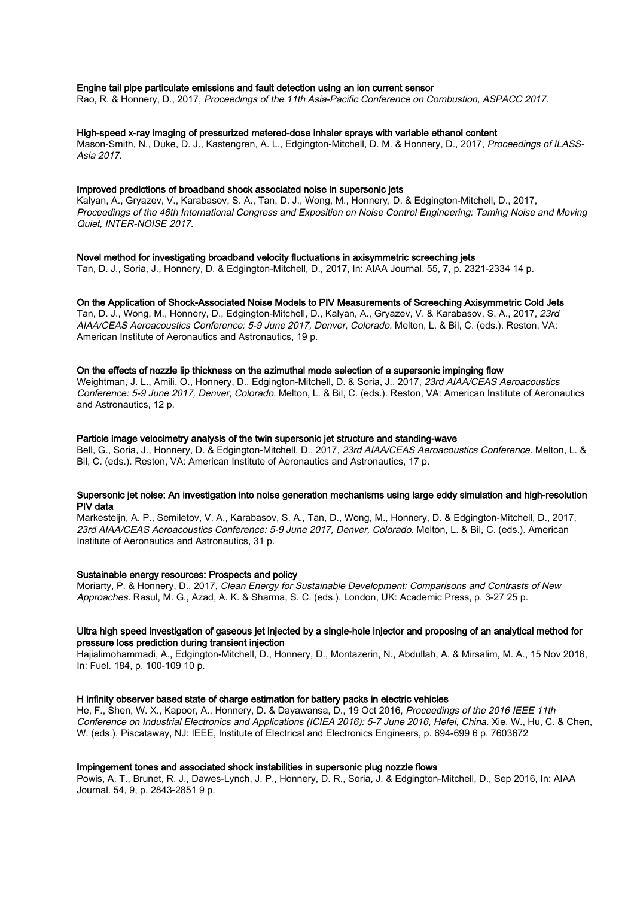**Engine tail pipe particulate emissions and fault detection using an ion current sensor**
Rao, R. & Honnery, D., 2017, *Proceedings of the 11th Asia-Pacific Conference on Combustion, ASPACC 2017.*

**High-speed x-ray imaging of pressurized metered-dose inhaler sprays with variable ethanol content**
Mason-Smith, N., Duke, D. J., Kastengren, A. L., Edgington-Mitchell, D. M. & Honnery, D., 2017, *Proceedings of ILASS-Asia 2017.*

**Improved predictions of broadband shock associated noise in supersonic jets**
Kalyan, A., Gryazev, V., Karabasov, S. A., Tan, D. J., Wong, M., Honnery, D. & Edgington-Mitchell, D., 2017, *Proceedings of the 46th International Congress and Exposition on Noise Control Engineering: Taming Noise and Moving Quiet, INTER-NOISE 2017.*

**Novel method for investigating broadband velocity fluctuations in axisymmetric screeching jets**
Tan, D. J., Soria, J., Honnery, D. & Edgington-Mitchell, D., 2017, In: AIAA Journal. 55, 7, p. 2321-2334 14 p.

**On the Application of Shock-Associated Noise Models to PIV Measurements of Screeching Axisymmetric Cold Jets**
Tan, D. J., Wong, M., Honnery, D., Edgington-Mitchell, D., Kalyan, A., Gryazev, V. & Karabasov, S. A., 2017, *23rd AIAA/CEAS Aeroacoustics Conference: 5-9 June 2017, Denver, Colorado.* Melton, L. & Bil, C. (eds.). Reston, VA: American Institute of Aeronautics and Astronautics, 19 p.

**On the effects of nozzle lip thickness on the azimuthal mode selection of a supersonic impinging flow**
Weightman, J. L., Amili, O., Honnery, D., Edgington-Mitchell, D. & Soria, J., 2017, *23rd AIAA/CEAS Aeroacoustics Conference: 5-9 June 2017, Denver, Colorado.* Melton, L. & Bil, C. (eds.). Reston, VA: American Institute of Aeronautics and Astronautics, 12 p.

**Particle image velocimetry analysis of the twin supersonic jet structure and standing-wave**
Bell, G., Soria, J., Honnery, D. & Edgington-Mitchell, D., 2017, *23rd AIAA/CEAS Aeroacoustics Conference.* Melton, L. & Bil, C. (eds.). Reston, VA: American Institute of Aeronautics and Astronautics, 17 p.

**Supersonic jet noise: An investigation into noise generation mechanisms using large eddy simulation and high-resolution PIV data**
Markesteijn, A. P., Semiletov, V. A., Karabasov, S. A., Tan, D., Wong, M., Honnery, D. & Edgington-Mitchell, D., 2017, *23rd AIAA/CEAS Aeroacoustics Conference: 5-9 June 2017, Denver, Colorado.* Melton, L. & Bil, C. (eds.). American Institute of Aeronautics and Astronautics, 31 p.

**Sustainable energy resources: Prospects and policy**
Moriarty, P. & Honnery, D., 2017, *Clean Energy for Sustainable Development: Comparisons and Contrasts of New Approaches.* Rasul, M. G., Azad, A. K. & Sharma, S. C. (eds.). London, UK: Academic Press, p. 3-27 25 p.

**Ultra high speed investigation of gaseous jet injected by a single-hole injector and proposing of an analytical method for pressure loss prediction during transient injection**
Hajialimohammadi, A., Edgington-Mitchell, D., Honnery, D., Montazerin, N., Abdullah, A. & Mirsalim, M. A., 15 Nov 2016, In: Fuel. 184, p. 100-109 10 p.

**H infinity observer based state of charge estimation for battery packs in electric vehicles**
He, F., Shen, W. X., Kapoor, A., Honnery, D. & Dayawansa, D., 19 Oct 2016, *Proceedings of the 2016 IEEE 11th Conference on Industrial Electronics and Applications (ICIEA 2016): 5-7 June 2016, Hefei, China.* Xie, W., Hu, C. & Chen, W. (eds.). Piscataway, NJ: IEEE, Institute of Electrical and Electronics Engineers, p. 694-699 6 p. 7603672

**Impingement tones and associated shock instabilities in supersonic plug nozzle flows**
Powis, A. T., Brunet, R. J., Dawes-Lynch, J. P., Honnery, D. R., Soria, J. & Edgington-Mitchell, D., Sep 2016, In: AIAA Journal. 54, 9, p. 2843-2851 9 p.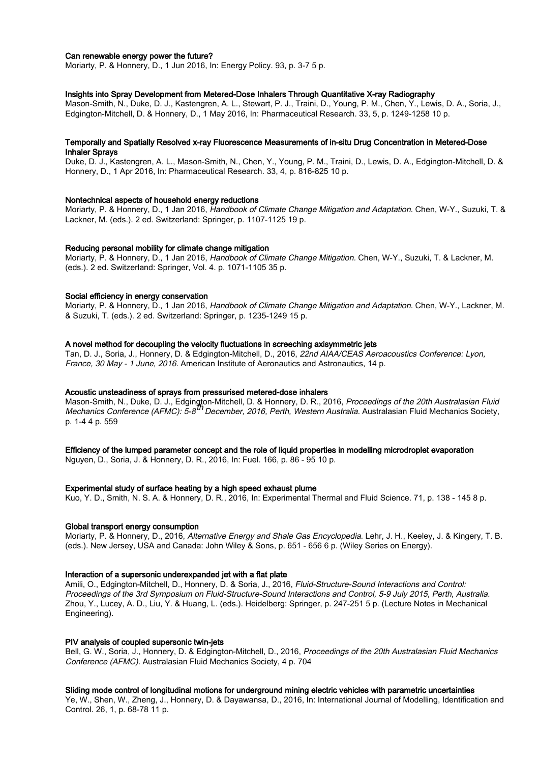**Can renewable energy power the future?**
Moriarty, P. & Honnery, D., 1 Jun 2016, In: Energy Policy. 93, p. 3-7 5 p.

**Insights into Spray Development from Metered-Dose Inhalers Through Quantitative X-ray Radiography**
Mason-Smith, N., Duke, D. J., Kastengren, A. L., Stewart, P. J., Traini, D., Young, P. M., Chen, Y., Lewis, D. A., Soria, J., Edgington-Mitchell, D. & Honnery, D., 1 May 2016, In: Pharmaceutical Research. 33, 5, p. 1249-1258 10 p.

**Temporally and Spatially Resolved x-ray Fluorescence Measurements of in-situ Drug Concentration in Metered-Dose Inhaler Sprays**
Duke, D. J., Kastengren, A. L., Mason-Smith, N., Chen, Y., Young, P. M., Traini, D., Lewis, D. A., Edgington-Mitchell, D. & Honnery, D., 1 Apr 2016, In: Pharmaceutical Research. 33, 4, p. 816-825 10 p.

**Nontechnical aspects of household energy reductions**
Moriarty, P. & Honnery, D., 1 Jan 2016, *Handbook of Climate Change Mitigation and Adaptation.* Chen, W-Y., Suzuki, T. & Lackner, M. (eds.). 2 ed. Switzerland: Springer, p. 1107-1125 19 p.

**Reducing personal mobility for climate change mitigation**
Moriarty, P. & Honnery, D., 1 Jan 2016, *Handbook of Climate Change Mitigation.* Chen, W-Y., Suzuki, T. & Lackner, M. (eds.). 2 ed. Switzerland: Springer, Vol. 4. p. 1071-1105 35 p.

**Social efficiency in energy conservation**
Moriarty, P. & Honnery, D., 1 Jan 2016, *Handbook of Climate Change Mitigation and Adaptation.* Chen, W-Y., Lackner, M. & Suzuki, T. (eds.). 2 ed. Switzerland: Springer, p. 1235-1249 15 p.

**A novel method for decoupling the velocity fluctuations in screeching axisymmetric jets**
Tan, D. J., Soria, J., Honnery, D. & Edgington-Mitchell, D., 2016, *22nd AIAA/CEAS Aeroacoustics Conference: Lyon, France, 30 May - 1 June, 2016.* American Institute of Aeronautics and Astronautics, 14 p.

**Acoustic unsteadiness of sprays from pressurised metered-dose inhalers**
Mason-Smith, N., Duke, D. J., Edgington-Mitchell, D. & Honnery, D. R., 2016, *Proceedings of the 20th Australasian Fluid Mechanics Conference (AFMC): 5-8th December, 2016, Perth, Western Australia.* Australasian Fluid Mechanics Society, p. 1-4 4 p. 559

**Efficiency of the lumped parameter concept and the role of liquid properties in modelling microdroplet evaporation**
Nguyen, D., Soria, J. & Honnery, D. R., 2016, In: Fuel. 166, p. 86 - 95 10 p.

**Experimental study of surface heating by a high speed exhaust plume**
Kuo, Y. D., Smith, N. S. A. & Honnery, D. R., 2016, In: Experimental Thermal and Fluid Science. 71, p. 138 - 145 8 p.

**Global transport energy consumption**
Moriarty, P. & Honnery, D., 2016, *Alternative Energy and Shale Gas Encyclopedia.* Lehr, J. H., Keeley, J. & Kingery, T. B. (eds.). New Jersey, USA and Canada: John Wiley & Sons, p. 651 - 656 6 p. (Wiley Series on Energy).

**Interaction of a supersonic underexpanded jet with a flat plate**
Amili, O., Edgington-Mitchell, D., Honnery, D. & Soria, J., 2016, *Fluid-Structure-Sound Interactions and Control: Proceedings of the 3rd Symposium on Fluid-Structure-Sound Interactions and Control, 5-9 July 2015, Perth, Australia.* Zhou, Y., Lucey, A. D., Liu, Y. & Huang, L. (eds.). Heidelberg: Springer, p. 247-251 5 p. (Lecture Notes in Mechanical Engineering).

**PIV analysis of coupled supersonic twin-jets**
Bell, G. W., Soria, J., Honnery, D. & Edgington-Mitchell, D., 2016, *Proceedings of the 20th Australasian Fluid Mechanics Conference (AFMC).* Australasian Fluid Mechanics Society, 4 p. 704

**Sliding mode control of longitudinal motions for underground mining electric vehicles with parametric uncertainties**
Ye, W., Shen, W., Zheng, J., Honnery, D. & Dayawansa, D., 2016, In: International Journal of Modelling, Identification and Control. 26, 1, p. 68-78 11 p.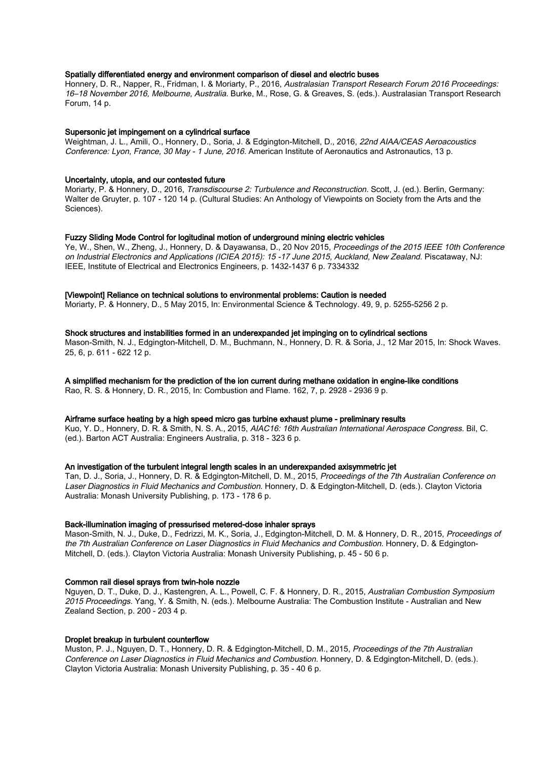**Spatially differentiated energy and environment comparison of diesel and electric buses**

Honnery, D. R., Napper, R., Fridman, I. & Moriarty, P., 2016, *Australasian Transport Research Forum 2016 Proceedings: 16–18 November 2016, Melbourne, Australia.* Burke, M., Rose, G. & Greaves, S. (eds.). Australasian Transport Research Forum, 14 p.

**Supersonic jet impingement on a cylindrical surface**

Weightman, J. L., Amili, O., Honnery, D., Soria, J. & Edgington-Mitchell, D., 2016, *22nd AIAA/CEAS Aeroacoustics Conference: Lyon, France, 30 May - 1 June, 2016.* American Institute of Aeronautics and Astronautics, 13 p.

**Uncertainty, utopia, and our contested future**

Moriarty, P. & Honnery, D., 2016, *Transdiscourse 2: Turbulence and Reconstruction.* Scott, J. (ed.). Berlin, Germany: Walter de Gruyter, p. 107 - 120 14 p. (Cultural Studies: An Anthology of Viewpoints on Society from the Arts and the Sciences).

**Fuzzy Sliding Mode Control for logitudinal motion of underground mining electric vehicles**

Ye, W., Shen, W., Zheng, J., Honnery, D. & Dayawansa, D., 20 Nov 2015, *Proceedings of the 2015 IEEE 10th Conference on Industrial Electronics and Applications (ICIEA 2015): 15 -17 June 2015, Auckland, New Zealand.* Piscataway, NJ: IEEE, Institute of Electrical and Electronics Engineers, p. 1432-1437 6 p. 7334332

**[Viewpoint] Reliance on technical solutions to environmental problems: Caution is needed**

Moriarty, P. & Honnery, D., 5 May 2015, In: Environmental Science & Technology. 49, 9, p. 5255-5256 2 p.

**Shock structures and instabilities formed in an underexpanded jet impinging on to cylindrical sections**

Mason-Smith, N. J., Edgington-Mitchell, D. M., Buchmann, N., Honnery, D. R. & Soria, J., 12 Mar 2015, In: Shock Waves. 25, 6, p. 611 - 622 12 p.

**A simplified mechanism for the prediction of the ion current during methane oxidation in engine-like conditions**

Rao, R. S. & Honnery, D. R., 2015, In: Combustion and Flame. 162, 7, p. 2928 - 2936 9 p.

**Airframe surface heating by a high speed micro gas turbine exhaust plume - preliminary results**

Kuo, Y. D., Honnery, D. R. & Smith, N. S. A., 2015, *AIAC16: 16th Australian International Aerospace Congress.* Bil, C. (ed.). Barton ACT Australia: Engineers Australia, p. 318 - 323 6 p.

**An investigation of the turbulent integral length scales in an underexpanded axisymmetric jet**

Tan, D. J., Soria, J., Honnery, D. R. & Edgington-Mitchell, D. M., 2015, *Proceedings of the 7th Australian Conference on Laser Diagnostics in Fluid Mechanics and Combustion.* Honnery, D. & Edgington-Mitchell, D. (eds.). Clayton Victoria Australia: Monash University Publishing, p. 173 - 178 6 p.

**Back-illumination imaging of pressurised metered-dose inhaler sprays**

Mason-Smith, N. J., Duke, D., Fedrizzi, M. K., Soria, J., Edgington-Mitchell, D. M. & Honnery, D. R., 2015, *Proceedings of the 7th Australian Conference on Laser Diagnostics in Fluid Mechanics and Combustion.* Honnery, D. & Edgington-Mitchell, D. (eds.). Clayton Victoria Australia: Monash University Publishing, p. 45 - 50 6 p.

**Common rail diesel sprays from twin-hole nozzle**

Nguyen, D. T., Duke, D. J., Kastengren, A. L., Powell, C. F. & Honnery, D. R., 2015, *Australian Combustion Symposium 2015 Proceedings.* Yang, Y. & Smith, N. (eds.). Melbourne Australia: The Combustion Institute - Australian and New Zealand Section, p. 200 - 203 4 p.

**Droplet breakup in turbulent counterflow**

Muston, P. J., Nguyen, D. T., Honnery, D. R. & Edgington-Mitchell, D. M., 2015, *Proceedings of the 7th Australian Conference on Laser Diagnostics in Fluid Mechanics and Combustion.* Honnery, D. & Edgington-Mitchell, D. (eds.). Clayton Victoria Australia: Monash University Publishing, p. 35 - 40 6 p.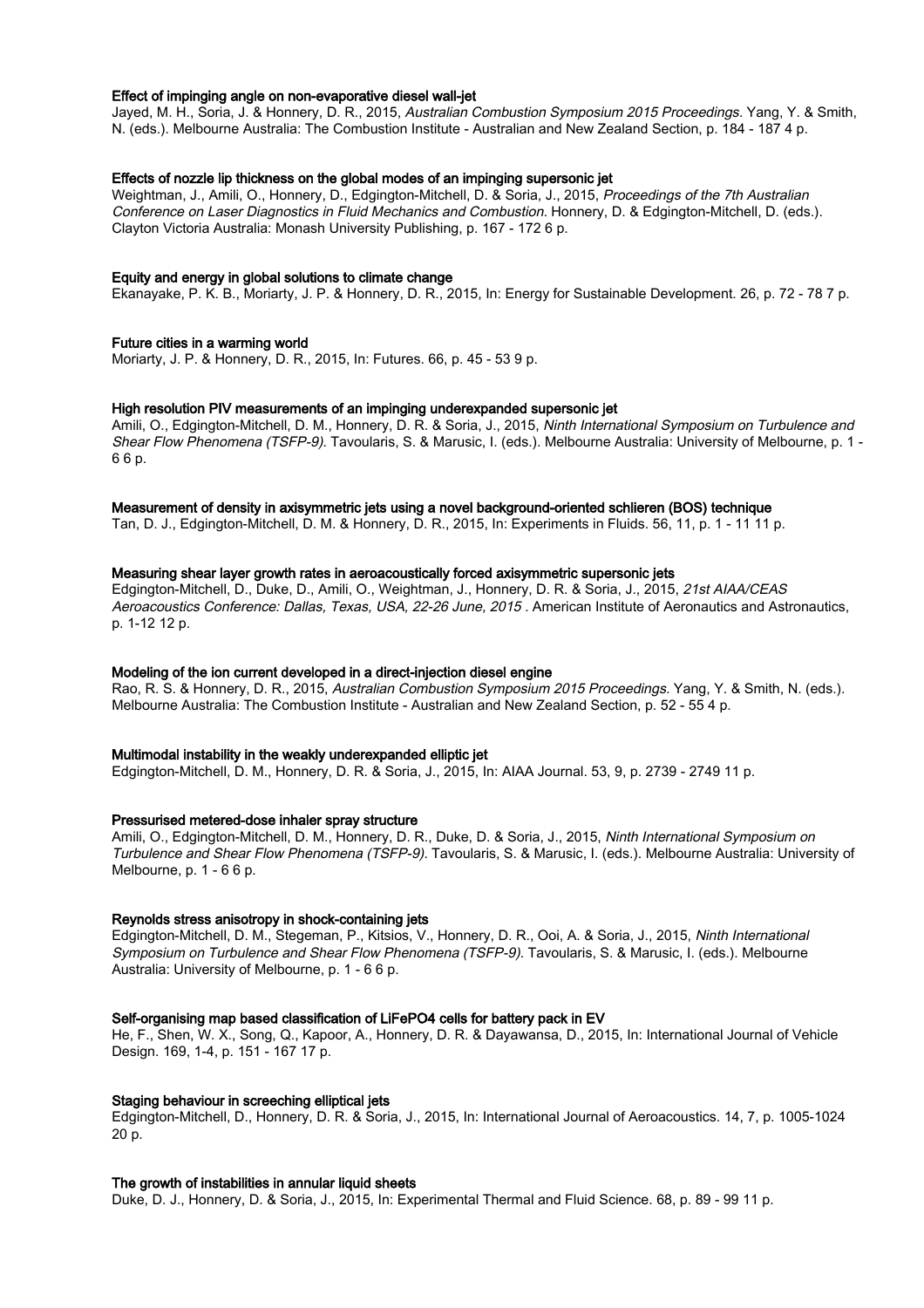**Effect of impinging angle on non-evaporative diesel wall-jet**

Jayed, M. H., Soria, J. & Honnery, D. R., 2015, *Australian Combustion Symposium 2015 Proceedings.* Yang, Y. & Smith, N. (eds.). Melbourne Australia: The Combustion Institute - Australian and New Zealand Section, p. 184 - 187 4 p.

**Effects of nozzle lip thickness on the global modes of an impinging supersonic jet**

Weightman, J., Amili, O., Honnery, D., Edgington-Mitchell, D. & Soria, J., 2015, *Proceedings of the 7th Australian Conference on Laser Diagnostics in Fluid Mechanics and Combustion.* Honnery, D. & Edgington-Mitchell, D. (eds.). Clayton Victoria Australia: Monash University Publishing, p. 167 - 172 6 p.

**Equity and energy in global solutions to climate change**

Ekanayake, P. K. B., Moriarty, J. P. & Honnery, D. R., 2015, In: Energy for Sustainable Development. 26, p. 72 - 78 7 p.

**Future cities in a warming world**

Moriarty, J. P. & Honnery, D. R., 2015, In: Futures. 66, p. 45 - 53 9 p.

**High resolution PIV measurements of an impinging underexpanded supersonic jet**

Amili, O., Edgington-Mitchell, D. M., Honnery, D. R. & Soria, J., 2015, *Ninth International Symposium on Turbulence and Shear Flow Phenomena (TSFP-9).* Tavoularis, S. & Marusic, I. (eds.). Melbourne Australia: University of Melbourne, p. 1 - 6 6 p.

**Measurement of density in axisymmetric jets using a novel background-oriented schlieren (BOS) technique**

Tan, D. J., Edgington-Mitchell, D. M. & Honnery, D. R., 2015, In: Experiments in Fluids. 56, 11, p. 1 - 11 11 p.

**Measuring shear layer growth rates in aeroacoustically forced axisymmetric supersonic jets**

Edgington-Mitchell, D., Duke, D., Amili, O., Weightman, J., Honnery, D. R. & Soria, J., 2015, *21st AIAA/CEAS Aeroacoustics Conference: Dallas, Texas, USA, 22-26 June, 2015 .* American Institute of Aeronautics and Astronautics, p. 1-12 12 p.

**Modeling of the ion current developed in a direct-injection diesel engine**

Rao, R. S. & Honnery, D. R., 2015, *Australian Combustion Symposium 2015 Proceedings.* Yang, Y. & Smith, N. (eds.). Melbourne Australia: The Combustion Institute - Australian and New Zealand Section, p. 52 - 55 4 p.

**Multimodal instability in the weakly underexpanded elliptic jet**

Edgington-Mitchell, D. M., Honnery, D. R. & Soria, J., 2015, In: AIAA Journal. 53, 9, p. 2739 - 2749 11 p.

**Pressurised metered-dose inhaler spray structure**

Amili, O., Edgington-Mitchell, D. M., Honnery, D. R., Duke, D. & Soria, J., 2015, *Ninth International Symposium on Turbulence and Shear Flow Phenomena (TSFP-9).* Tavoularis, S. & Marusic, I. (eds.). Melbourne Australia: University of Melbourne, p. 1 - 6 6 p.

**Reynolds stress anisotropy in shock-containing jets**

Edgington-Mitchell, D. M., Stegeman, P., Kitsios, V., Honnery, D. R., Ooi, A. & Soria, J., 2015, *Ninth International Symposium on Turbulence and Shear Flow Phenomena (TSFP-9).* Tavoularis, S. & Marusic, I. (eds.). Melbourne Australia: University of Melbourne, p. 1 - 6 6 p.

**Self-organising map based classification of LiFePO4 cells for battery pack in EV**

He, F., Shen, W. X., Song, Q., Kapoor, A., Honnery, D. R. & Dayawansa, D., 2015, In: International Journal of Vehicle Design. 169, 1-4, p. 151 - 167 17 p.

**Staging behaviour in screeching elliptical jets**

Edgington-Mitchell, D., Honnery, D. R. & Soria, J., 2015, In: International Journal of Aeroacoustics. 14, 7, p. 1005-1024 20 p.

**The growth of instabilities in annular liquid sheets**

Duke, D. J., Honnery, D. & Soria, J., 2015, In: Experimental Thermal and Fluid Science. 68, p. 89 - 99 11 p.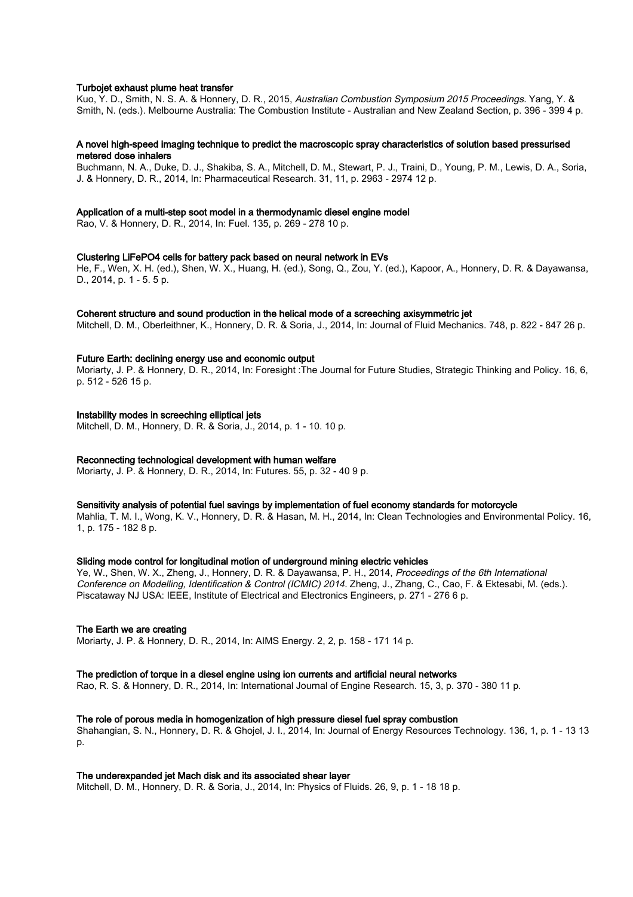**Turbojet exhaust plume heat transfer**
Kuo, Y. D., Smith, N. S. A. & Honnery, D. R., 2015, *Australian Combustion Symposium 2015 Proceedings.* Yang, Y. & Smith, N. (eds.). Melbourne Australia: The Combustion Institute - Australian and New Zealand Section, p. 396 - 399 4 p.

**A novel high-speed imaging technique to predict the macroscopic spray characteristics of solution based pressurised metered dose inhalers**
Buchmann, N. A., Duke, D. J., Shakiba, S. A., Mitchell, D. M., Stewart, P. J., Traini, D., Young, P. M., Lewis, D. A., Soria, J. & Honnery, D. R., 2014, In: Pharmaceutical Research. 31, 11, p. 2963 - 2974 12 p.

**Application of a multi-step soot model in a thermodynamic diesel engine model**
Rao, V. & Honnery, D. R., 2014, In: Fuel. 135, p. 269 - 278 10 p.

**Clustering LiFePO4 cells for battery pack based on neural network in EVs**
He, F., Wen, X. H. (ed.), Shen, W. X., Huang, H. (ed.), Song, Q., Zou, Y. (ed.), Kapoor, A., Honnery, D. R. & Dayawansa, D., 2014, p. 1 - 5. 5 p.

**Coherent structure and sound production in the helical mode of a screeching axisymmetric jet**
Mitchell, D. M., Oberleithner, K., Honnery, D. R. & Soria, J., 2014, In: Journal of Fluid Mechanics. 748, p. 822 - 847 26 p.

**Future Earth: declining energy use and economic output**
Moriarty, J. P. & Honnery, D. R., 2014, In: Foresight :The Journal for Future Studies, Strategic Thinking and Policy. 16, 6, p. 512 - 526 15 p.

**Instability modes in screeching elliptical jets**
Mitchell, D. M., Honnery, D. R. & Soria, J., 2014, p. 1 - 10. 10 p.

**Reconnecting technological development with human welfare**
Moriarty, J. P. & Honnery, D. R., 2014, In: Futures. 55, p. 32 - 40 9 p.

**Sensitivity analysis of potential fuel savings by implementation of fuel economy standards for motorcycle**
Mahlia, T. M. I., Wong, K. V., Honnery, D. R. & Hasan, M. H., 2014, In: Clean Technologies and Environmental Policy. 16, 1, p. 175 - 182 8 p.

**Sliding mode control for longitudinal motion of underground mining electric vehicles**
Ye, W., Shen, W. X., Zheng, J., Honnery, D. R. & Dayawansa, P. H., 2014, *Proceedings of the 6th International Conference on Modelling, Identification & Control (ICMIC) 2014.* Zheng, J., Zhang, C., Cao, F. & Ektesabi, M. (eds.). Piscataway NJ USA: IEEE, Institute of Electrical and Electronics Engineers, p. 271 - 276 6 p.

**The Earth we are creating**
Moriarty, J. P. & Honnery, D. R., 2014, In: AIMS Energy. 2, 2, p. 158 - 171 14 p.

**The prediction of torque in a diesel engine using ion currents and artificial neural networks**
Rao, R. S. & Honnery, D. R., 2014, In: International Journal of Engine Research. 15, 3, p. 370 - 380 11 p.

**The role of porous media in homogenization of high pressure diesel fuel spray combustion**
Shahangian, S. N., Honnery, D. R. & Ghojel, J. I., 2014, In: Journal of Energy Resources Technology. 136, 1, p. 1 - 13 13 p.

**The underexpanded jet Mach disk and its associated shear layer**
Mitchell, D. M., Honnery, D. R. & Soria, J., 2014, In: Physics of Fluids. 26, 9, p. 1 - 18 18 p.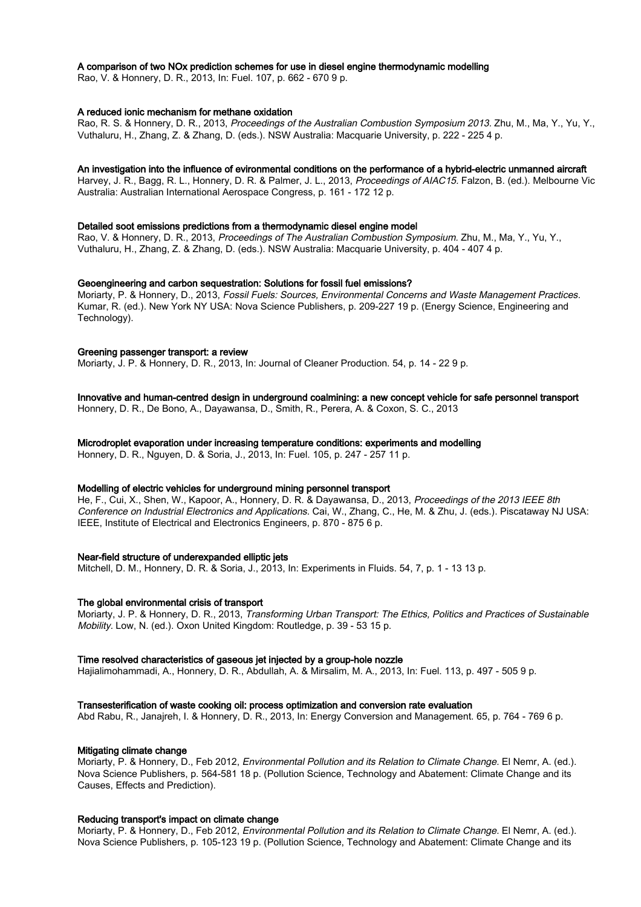**A comparison of two NOx prediction schemes for use in diesel engine thermodynamic modelling**
Rao, V. & Honnery, D. R., 2013, In: Fuel. 107, p. 662 - 670 9 p.

**A reduced ionic mechanism for methane oxidation**
Rao, R. S. & Honnery, D. R., 2013, *Proceedings of the Australian Combustion Symposium 2013*. Zhu, M., Ma, Y., Yu, Y., Vuthaluru, H., Zhang, Z. & Zhang, D. (eds.). NSW Australia: Macquarie University, p. 222 - 225 4 p.

**An investigation into the influence of evironmental conditions on the performance of a hybrid-electric unmanned aircraft**
Harvey, J. R., Bagg, R. L., Honnery, D. R. & Palmer, J. L., 2013, *Proceedings of AIAC15*. Falzon, B. (ed.). Melbourne Vic Australia: Australian International Aerospace Congress, p. 161 - 172 12 p.

**Detailed soot emissions predictions from a thermodynamic diesel engine model**
Rao, V. & Honnery, D. R., 2013, *Proceedings of The Australian Combustion Symposium*. Zhu, M., Ma, Y., Yu, Y., Vuthaluru, H., Zhang, Z. & Zhang, D. (eds.). NSW Australia: Macquarie University, p. 404 - 407 4 p.

**Geoengineering and carbon sequestration: Solutions for fossil fuel emissions?**
Moriarty, P. & Honnery, D., 2013, *Fossil Fuels: Sources, Environmental Concerns and Waste Management Practices*. Kumar, R. (ed.). New York NY USA: Nova Science Publishers, p. 209-227 19 p. (Energy Science, Engineering and Technology).

**Greening passenger transport: a review**
Moriarty, J. P. & Honnery, D. R., 2013, In: Journal of Cleaner Production. 54, p. 14 - 22 9 p.

**Innovative and human-centred design in underground coalmining: a new concept vehicle for safe personnel transport**
Honnery, D. R., De Bono, A., Dayawansa, D., Smith, R., Perera, A. & Coxon, S. C., 2013

**Microdroplet evaporation under increasing temperature conditions: experiments and modelling**
Honnery, D. R., Nguyen, D. & Soria, J., 2013, In: Fuel. 105, p. 247 - 257 11 p.

**Modelling of electric vehicles for underground mining personnel transport**
He, F., Cui, X., Shen, W., Kapoor, A., Honnery, D. R. & Dayawansa, D., 2013, *Proceedings of the 2013 IEEE 8th Conference on Industrial Electronics and Applications*. Cai, W., Zhang, C., He, M. & Zhu, J. (eds.). Piscataway NJ USA: IEEE, Institute of Electrical and Electronics Engineers, p. 870 - 875 6 p.

**Near-field structure of underexpanded elliptic jets**
Mitchell, D. M., Honnery, D. R. & Soria, J., 2013, In: Experiments in Fluids. 54, 7, p. 1 - 13 13 p.

**The global environmental crisis of transport**
Moriarty, J. P. & Honnery, D. R., 2013, *Transforming Urban Transport: The Ethics, Politics and Practices of Sustainable Mobility*. Low, N. (ed.). Oxon United Kingdom: Routledge, p. 39 - 53 15 p.

**Time resolved characteristics of gaseous jet injected by a group-hole nozzle**
Hajialimohammadi, A., Honnery, D. R., Abdullah, A. & Mirsalim, M. A., 2013, In: Fuel. 113, p. 497 - 505 9 p.

**Transesterification of waste cooking oil: process optimization and conversion rate evaluation**
Abd Rabu, R., Janajreh, I. & Honnery, D. R., 2013, In: Energy Conversion and Management. 65, p. 764 - 769 6 p.

**Mitigating climate change**
Moriarty, P. & Honnery, D., Feb 2012, *Environmental Pollution and its Relation to Climate Change*. El Nemr, A. (ed.). Nova Science Publishers, p. 564-581 18 p. (Pollution Science, Technology and Abatement: Climate Change and its Causes, Effects and Prediction).

**Reducing transport's impact on climate change**
Moriarty, P. & Honnery, D., Feb 2012, *Environmental Pollution and its Relation to Climate Change*. El Nemr, A. (ed.). Nova Science Publishers, p. 105-123 19 p. (Pollution Science, Technology and Abatement: Climate Change and its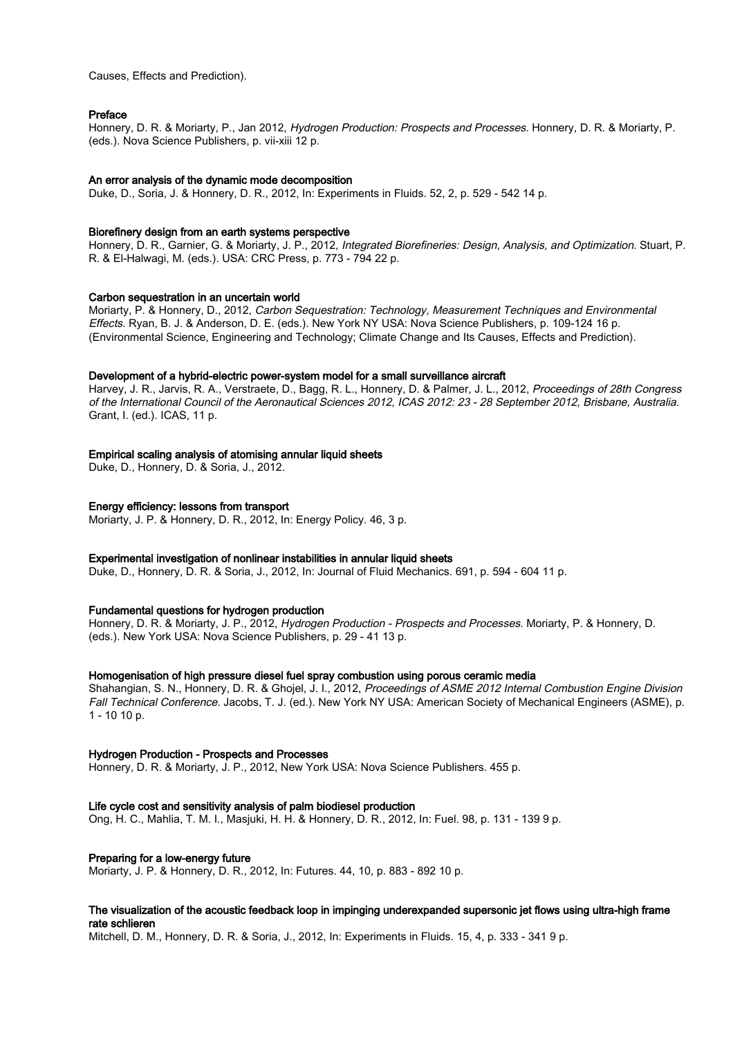Causes, Effects and Prediction).

**Preface**

Honnery, D. R. & Moriarty, P., Jan 2012, *Hydrogen Production: Prospects and Processes.* Honnery, D. R. & Moriarty, P. (eds.). Nova Science Publishers, p. vii-xiii 12 p.

**An error analysis of the dynamic mode decomposition**

Duke, D., Soria, J. & Honnery, D. R., 2012, In: Experiments in Fluids. 52, 2, p. 529 - 542 14 p.

**Biorefinery design from an earth systems perspective**

Honnery, D. R., Garnier, G. & Moriarty, J. P., 2012, *Integrated Biorefineries: Design, Analysis, and Optimization.* Stuart, P. R. & El-Halwagi, M. (eds.). USA: CRC Press, p. 773 - 794 22 p.

**Carbon sequestration in an uncertain world**

Moriarty, P. & Honnery, D., 2012, *Carbon Sequestration: Technology, Measurement Techniques and Environmental Effects.* Ryan, B. J. & Anderson, D. E. (eds.). New York NY USA: Nova Science Publishers, p. 109-124 16 p. (Environmental Science, Engineering and Technology; Climate Change and Its Causes, Effects and Prediction).

**Development of a hybrid-electric power-system model for a small surveillance aircraft**

Harvey, J. R., Jarvis, R. A., Verstraete, D., Bagg, R. L., Honnery, D. & Palmer, J. L., 2012, *Proceedings of 28th Congress of the International Council of the Aeronautical Sciences 2012, ICAS 2012: 23 - 28 September 2012, Brisbane, Australia.* Grant, I. (ed.). ICAS, 11 p.

**Empirical scaling analysis of atomising annular liquid sheets**

Duke, D., Honnery, D. & Soria, J., 2012.

**Energy efficiency: lessons from transport**

Moriarty, J. P. & Honnery, D. R., 2012, In: Energy Policy. 46, 3 p.

**Experimental investigation of nonlinear instabilities in annular liquid sheets**

Duke, D., Honnery, D. R. & Soria, J., 2012, In: Journal of Fluid Mechanics. 691, p. 594 - 604 11 p.

**Fundamental questions for hydrogen production**

Honnery, D. R. & Moriarty, J. P., 2012, *Hydrogen Production - Prospects and Processes.* Moriarty, P. & Honnery, D. (eds.). New York USA: Nova Science Publishers, p. 29 - 41 13 p.

**Homogenisation of high pressure diesel fuel spray combustion using porous ceramic media**

Shahangian, S. N., Honnery, D. R. & Ghojel, J. I., 2012, *Proceedings of ASME 2012 Internal Combustion Engine Division Fall Technical Conference.* Jacobs, T. J. (ed.). New York NY USA: American Society of Mechanical Engineers (ASME), p. 1 - 10 10 p.

**Hydrogen Production - Prospects and Processes**

Honnery, D. R. & Moriarty, J. P., 2012, New York USA: Nova Science Publishers. 455 p.

**Life cycle cost and sensitivity analysis of palm biodiesel production**

Ong, H. C., Mahlia, T. M. I., Masjuki, H. H. & Honnery, D. R., 2012, In: Fuel. 98, p. 131 - 139 9 p.

**Preparing for a low-energy future**

Moriarty, J. P. & Honnery, D. R., 2012, In: Futures. 44, 10, p. 883 - 892 10 p.

**The visualization of the acoustic feedback loop in impinging underexpanded supersonic jet flows using ultra-high frame rate schlieren**

Mitchell, D. M., Honnery, D. R. & Soria, J., 2012, In: Experiments in Fluids. 15, 4, p. 333 - 341 9 p.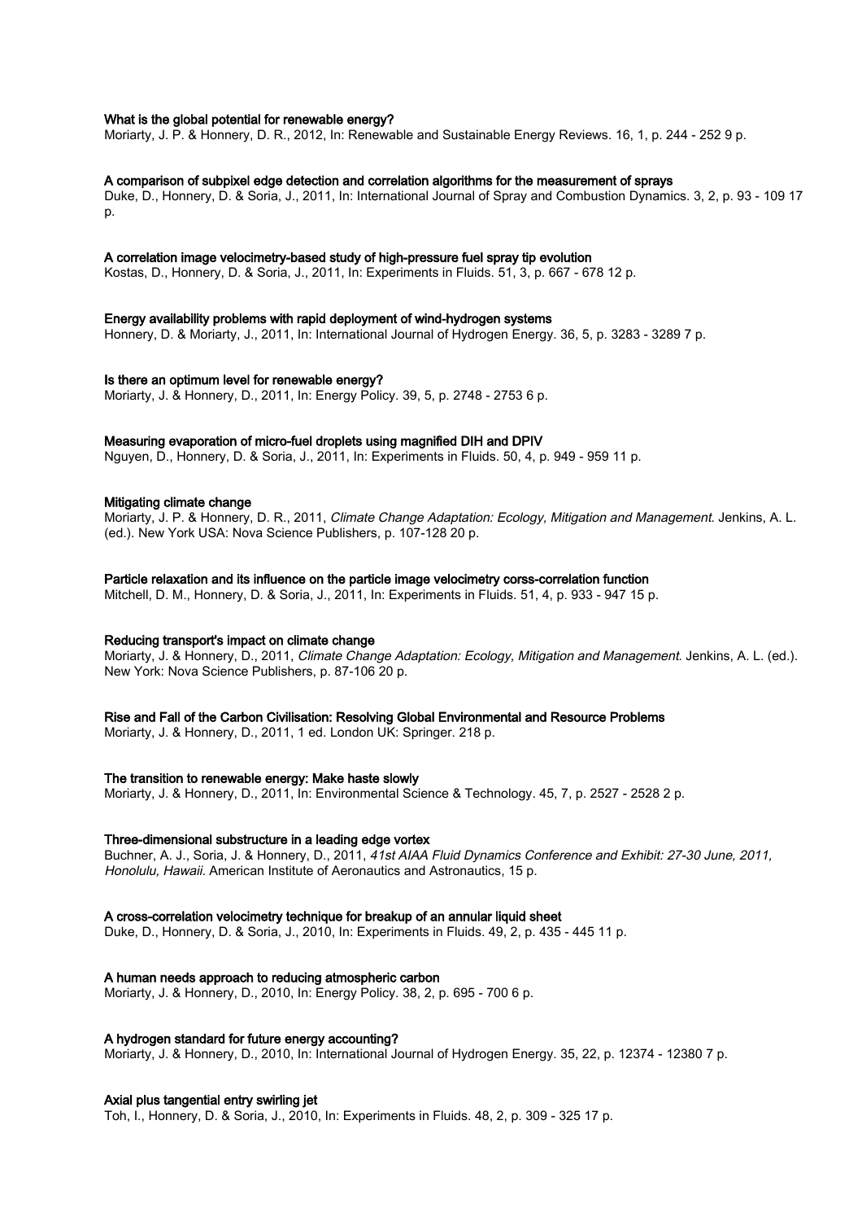**What is the global potential for renewable energy?**
Moriarty, J. P. & Honnery, D. R., 2012, In: Renewable and Sustainable Energy Reviews. 16, 1, p. 244 - 252 9 p.

**A comparison of subpixel edge detection and correlation algorithms for the measurement of sprays**
Duke, D., Honnery, D. & Soria, J., 2011, In: International Journal of Spray and Combustion Dynamics. 3, 2, p. 93 - 109 17 p.

**A correlation image velocimetry-based study of high-pressure fuel spray tip evolution**
Kostas, D., Honnery, D. & Soria, J., 2011, In: Experiments in Fluids. 51, 3, p. 667 - 678 12 p.

**Energy availability problems with rapid deployment of wind-hydrogen systems**
Honnery, D. & Moriarty, J., 2011, In: International Journal of Hydrogen Energy. 36, 5, p. 3283 - 3289 7 p.

**Is there an optimum level for renewable energy?**
Moriarty, J. & Honnery, D., 2011, In: Energy Policy. 39, 5, p. 2748 - 2753 6 p.

**Measuring evaporation of micro-fuel droplets using magnified DIH and DPIV**
Nguyen, D., Honnery, D. & Soria, J., 2011, In: Experiments in Fluids. 50, 4, p. 949 - 959 11 p.

**Mitigating climate change**
Moriarty, J. P. & Honnery, D. R., 2011, *Climate Change Adaptation: Ecology, Mitigation and Management.* Jenkins, A. L. (ed.). New York USA: Nova Science Publishers, p. 107-128 20 p.

**Particle relaxation and its influence on the particle image velocimetry corss-correlation function**
Mitchell, D. M., Honnery, D. & Soria, J., 2011, In: Experiments in Fluids. 51, 4, p. 933 - 947 15 p.

**Reducing transport's impact on climate change**
Moriarty, J. & Honnery, D., 2011, *Climate Change Adaptation: Ecology, Mitigation and Management.* Jenkins, A. L. (ed.). New York: Nova Science Publishers, p. 87-106 20 p.

**Rise and Fall of the Carbon Civilisation: Resolving Global Environmental and Resource Problems**
Moriarty, J. & Honnery, D., 2011, 1 ed. London UK: Springer. 218 p.

**The transition to renewable energy: Make haste slowly**
Moriarty, J. & Honnery, D., 2011, In: Environmental Science & Technology. 45, 7, p. 2527 - 2528 2 p.

**Three-dimensional substructure in a leading edge vortex**
Buchner, A. J., Soria, J. & Honnery, D., 2011, *41st AIAA Fluid Dynamics Conference and Exhibit: 27-30 June, 2011, Honolulu, Hawaii.* American Institute of Aeronautics and Astronautics, 15 p.

**A cross-correlation velocimetry technique for breakup of an annular liquid sheet**
Duke, D., Honnery, D. & Soria, J., 2010, In: Experiments in Fluids. 49, 2, p. 435 - 445 11 p.

**A human needs approach to reducing atmospheric carbon**
Moriarty, J. & Honnery, D., 2010, In: Energy Policy. 38, 2, p. 695 - 700 6 p.

**A hydrogen standard for future energy accounting?**
Moriarty, J. & Honnery, D., 2010, In: International Journal of Hydrogen Energy. 35, 22, p. 12374 - 12380 7 p.

**Axial plus tangential entry swirling jet**
Toh, I., Honnery, D. & Soria, J., 2010, In: Experiments in Fluids. 48, 2, p. 309 - 325 17 p.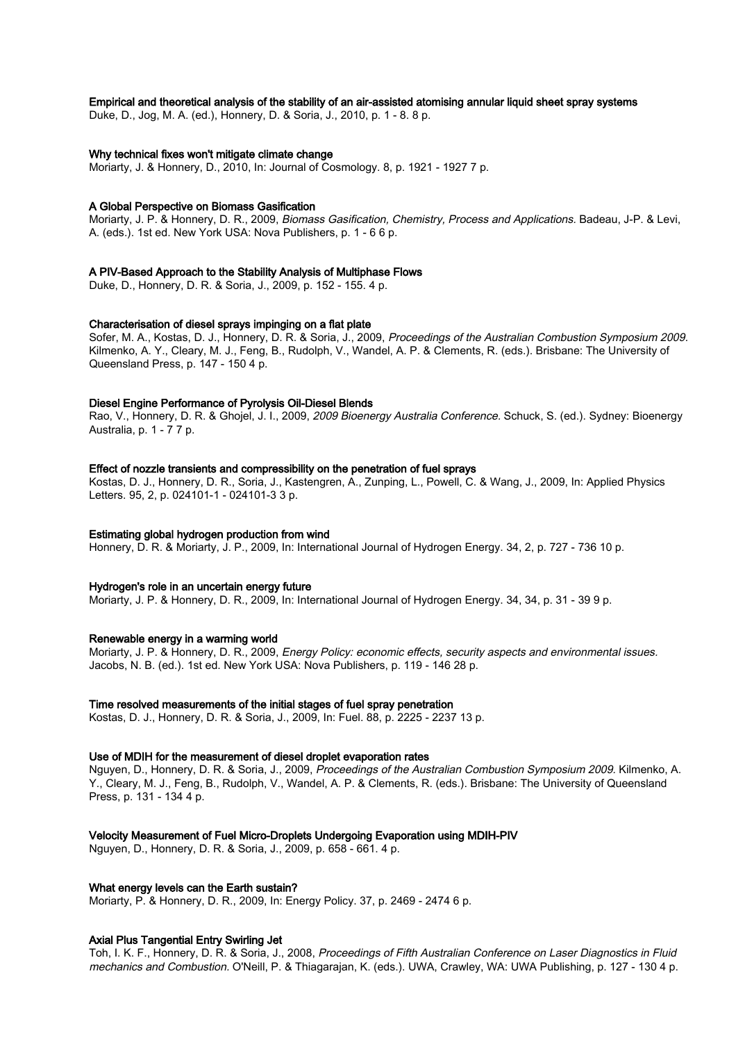**Empirical and theoretical analysis of the stability of an air-assisted atomising annular liquid sheet spray systems**

Duke, D., Jog, M. A. (ed.), Honnery, D. & Soria, J., 2010, p. 1 - 8. 8 p.

**Why technical fixes won't mitigate climate change**

Moriarty, J. & Honnery, D., 2010, In: Journal of Cosmology. 8, p. 1921 - 1927 7 p.

**A Global Perspective on Biomass Gasification**

Moriarty, J. P. & Honnery, D. R., 2009, *Biomass Gasification, Chemistry, Process and Applications.* Badeau, J-P. & Levi, A. (eds.). 1st ed. New York USA: Nova Publishers, p. 1 - 6 6 p.

**A PIV-Based Approach to the Stability Analysis of Multiphase Flows**

Duke, D., Honnery, D. R. & Soria, J., 2009, p. 152 - 155. 4 p.

**Characterisation of diesel sprays impinging on a flat plate**

Sofer, M. A., Kostas, D. J., Honnery, D. R. & Soria, J., 2009, *Proceedings of the Australian Combustion Symposium 2009.* Kilmenko, A. Y., Cleary, M. J., Feng, B., Rudolph, V., Wandel, A. P. & Clements, R. (eds.). Brisbane: The University of Queensland Press, p. 147 - 150 4 p.

**Diesel Engine Performance of Pyrolysis Oil-Diesel Blends**

Rao, V., Honnery, D. R. & Ghojel, J. I., 2009, *2009 Bioenergy Australia Conference.* Schuck, S. (ed.). Sydney: Bioenergy Australia, p. 1 - 7 7 p.

**Effect of nozzle transients and compressibility on the penetration of fuel sprays**

Kostas, D. J., Honnery, D. R., Soria, J., Kastengren, A., Zunping, L., Powell, C. & Wang, J., 2009, In: Applied Physics Letters. 95, 2, p. 024101-1 - 024101-3 3 p.

**Estimating global hydrogen production from wind**

Honnery, D. R. & Moriarty, J. P., 2009, In: International Journal of Hydrogen Energy. 34, 2, p. 727 - 736 10 p.

**Hydrogen's role in an uncertain energy future**

Moriarty, J. P. & Honnery, D. R., 2009, In: International Journal of Hydrogen Energy. 34, 34, p. 31 - 39 9 p.

**Renewable energy in a warming world**

Moriarty, J. P. & Honnery, D. R., 2009, *Energy Policy: economic effects, security aspects and environmental issues.* Jacobs, N. B. (ed.). 1st ed. New York USA: Nova Publishers, p. 119 - 146 28 p.

**Time resolved measurements of the initial stages of fuel spray penetration**

Kostas, D. J., Honnery, D. R. & Soria, J., 2009, In: Fuel. 88, p. 2225 - 2237 13 p.

**Use of MDIH for the measurement of diesel droplet evaporation rates**

Nguyen, D., Honnery, D. R. & Soria, J., 2009, *Proceedings of the Australian Combustion Symposium 2009.* Kilmenko, A. Y., Cleary, M. J., Feng, B., Rudolph, V., Wandel, A. P. & Clements, R. (eds.). Brisbane: The University of Queensland Press, p. 131 - 134 4 p.

**Velocity Measurement of Fuel Micro-Droplets Undergoing Evaporation using MDIH-PIV**

Nguyen, D., Honnery, D. R. & Soria, J., 2009, p. 658 - 661. 4 p.

**What energy levels can the Earth sustain?**

Moriarty, P. & Honnery, D. R., 2009, In: Energy Policy. 37, p. 2469 - 2474 6 p.

**Axial Plus Tangential Entry Swirling Jet**

Toh, I. K. F., Honnery, D. R. & Soria, J., 2008, *Proceedings of Fifth Australian Conference on Laser Diagnostics in Fluid mechanics and Combustion.* O'Neill, P. & Thiagarajan, K. (eds.). UWA, Crawley, WA: UWA Publishing, p. 127 - 130 4 p.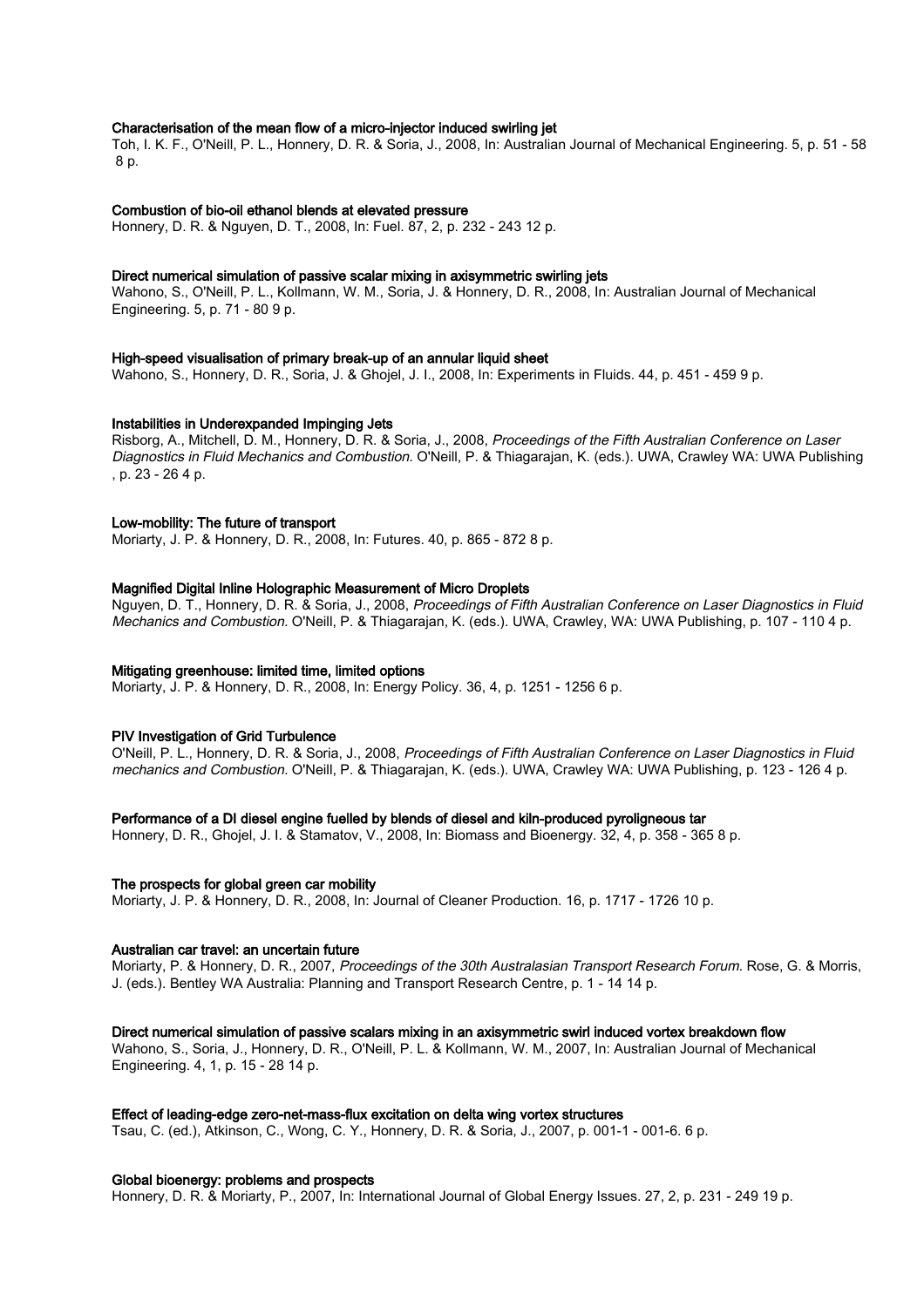**Characterisation of the mean flow of a micro-injector induced swirling jet**
Toh, I. K. F., O'Neill, P. L., Honnery, D. R. & Soria, J., 2008, In: Australian Journal of Mechanical Engineering. 5, p. 51 - 58 8 p.

**Combustion of bio-oil ethanol blends at elevated pressure**
Honnery, D. R. & Nguyen, D. T., 2008, In: Fuel. 87, 2, p. 232 - 243 12 p.

**Direct numerical simulation of passive scalar mixing in axisymmetric swirling jets**
Wahono, S., O'Neill, P. L., Kollmann, W. M., Soria, J. & Honnery, D. R., 2008, In: Australian Journal of Mechanical Engineering. 5, p. 71 - 80 9 p.

**High-speed visualisation of primary break-up of an annular liquid sheet**
Wahono, S., Honnery, D. R., Soria, J. & Ghojel, J. I., 2008, In: Experiments in Fluids. 44, p. 451 - 459 9 p.

**Instabilities in Underexpanded Impinging Jets**
Risborg, A., Mitchell, D. M., Honnery, D. R. & Soria, J., 2008, *Proceedings of the Fifth Australian Conference on Laser Diagnostics in Fluid Mechanics and Combustion.* O'Neill, P. & Thiagarajan, K. (eds.). UWA, Crawley WA: UWA Publishing , p. 23 - 26 4 p.

**Low-mobility: The future of transport**
Moriarty, J. P. & Honnery, D. R., 2008, In: Futures. 40, p. 865 - 872 8 p.

**Magnified Digital Inline Holographic Measurement of Micro Droplets**
Nguyen, D. T., Honnery, D. R. & Soria, J., 2008, *Proceedings of Fifth Australian Conference on Laser Diagnostics in Fluid Mechanics and Combustion.* O'Neill, P. & Thiagarajan, K. (eds.). UWA, Crawley, WA: UWA Publishing, p. 107 - 110 4 p.

**Mitigating greenhouse: limited time, limited options**
Moriarty, J. P. & Honnery, D. R., 2008, In: Energy Policy. 36, 4, p. 1251 - 1256 6 p.

**PIV Investigation of Grid Turbulence**
O'Neill, P. L., Honnery, D. R. & Soria, J., 2008, *Proceedings of Fifth Australian Conference on Laser Diagnostics in Fluid mechanics and Combustion.* O'Neill, P. & Thiagarajan, K. (eds.). UWA, Crawley WA: UWA Publishing, p. 123 - 126 4 p.

**Performance of a DI diesel engine fuelled by blends of diesel and kiln-produced pyroligneous tar**
Honnery, D. R., Ghojel, J. I. & Stamatov, V., 2008, In: Biomass and Bioenergy. 32, 4, p. 358 - 365 8 p.

**The prospects for global green car mobility**
Moriarty, J. P. & Honnery, D. R., 2008, In: Journal of Cleaner Production. 16, p. 1717 - 1726 10 p.

**Australian car travel: an uncertain future**
Moriarty, P. & Honnery, D. R., 2007, *Proceedings of the 30th Australasian Transport Research Forum.* Rose, G. & Morris, J. (eds.). Bentley WA Australia: Planning and Transport Research Centre, p. 1 - 14 14 p.

**Direct numerical simulation of passive scalars mixing in an axisymmetric swirl induced vortex breakdown flow**
Wahono, S., Soria, J., Honnery, D. R., O'Neill, P. L. & Kollmann, W. M., 2007, In: Australian Journal of Mechanical Engineering. 4, 1, p. 15 - 28 14 p.

**Effect of leading-edge zero-net-mass-flux excitation on delta wing vortex structures**
Tsau, C. (ed.), Atkinson, C., Wong, C. Y., Honnery, D. R. & Soria, J., 2007, p. 001-1 - 001-6. 6 p.

**Global bioenergy: problems and prospects**
Honnery, D. R. & Moriarty, P., 2007, In: International Journal of Global Energy Issues. 27, 2, p. 231 - 249 19 p.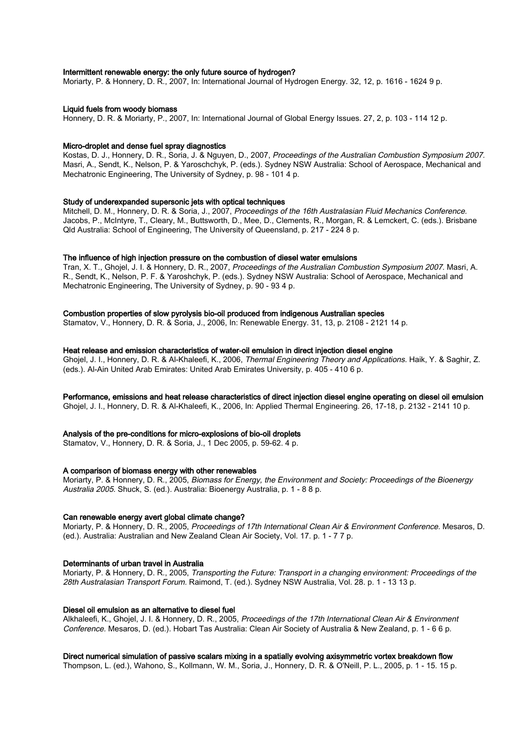**Intermittent renewable energy: the only future source of hydrogen?**
Moriarty, P. & Honnery, D. R., 2007, In: International Journal of Hydrogen Energy. 32, 12, p. 1616 - 1624 9 p.

**Liquid fuels from woody biomass**
Honnery, D. R. & Moriarty, P., 2007, In: International Journal of Global Energy Issues. 27, 2, p. 103 - 114 12 p.

**Micro-droplet and dense fuel spray diagnostics**
Kostas, D. J., Honnery, D. R., Soria, J. & Nguyen, D., 2007, *Proceedings of the Australian Combustion Symposium 2007.* Masri, A., Sendt, K., Nelson, P. & Yaroschchyk, P. (eds.). Sydney NSW Australia: School of Aerospace, Mechanical and Mechatronic Engineering, The University of Sydney, p. 98 - 101 4 p.

**Study of underexpanded supersonic jets with optical techniques**
Mitchell, D. M., Honnery, D. R. & Soria, J., 2007, *Proceedings of the 16th Australasian Fluid Mechanics Conference.* Jacobs, P., McIntyre, T., Cleary, M., Buttsworth, D., Mee, D., Clements, R., Morgan, R. & Lemckert, C. (eds.). Brisbane Qld Australia: School of Engineering, The University of Queensland, p. 217 - 224 8 p.

**The influence of high injection pressure on the combustion of diesel water emulsions**
Tran, X. T., Ghojel, J. I. & Honnery, D. R., 2007, *Proceedings of the Australian Combustion Symposium 2007.* Masri, A. R., Sendt, K., Nelson, P. F. & Yaroshchyk, P. (eds.). Sydney NSW Australia: School of Aerospace, Mechanical and Mechatronic Engineering, The University of Sydney, p. 90 - 93 4 p.

**Combustion properties of slow pyrolysis bio-oil produced from indigenous Australian species**
Stamatov, V., Honnery, D. R. & Soria, J., 2006, In: Renewable Energy. 31, 13, p. 2108 - 2121 14 p.

**Heat release and emission characteristics of water-oil emulsion in direct injection diesel engine**
Ghojel, J. I., Honnery, D. R. & Al-Khaleefi, K., 2006, *Thermal Engineering Theory and Applications.* Haik, Y. & Saghir, Z. (eds.). Al-Ain United Arab Emirates: United Arab Emirates University, p. 405 - 410 6 p.

**Performance, emissions and heat release characteristics of direct injection diesel engine operating on diesel oil emulsion**
Ghojel, J. I., Honnery, D. R. & Al-Khaleefi, K., 2006, In: Applied Thermal Engineering. 26, 17-18, p. 2132 - 2141 10 p.

**Analysis of the pre-conditions for micro-explosions of bio-oil droplets**
Stamatov, V., Honnery, D. R. & Soria, J., 1 Dec 2005, p. 59-62. 4 p.

**A comparison of biomass energy with other renewables**
Moriarty, P. & Honnery, D. R., 2005, *Biomass for Energy, the Environment and Society: Proceedings of the Bioenergy Australia 2005.* Shuck, S. (ed.). Australia: Bioenergy Australia, p. 1 - 8 8 p.

**Can renewable energy avert global climate change?**
Moriarty, P. & Honnery, D. R., 2005, *Proceedings of 17th International Clean Air & Environment Conference.* Mesaros, D. (ed.). Australia: Australian and New Zealand Clean Air Society, Vol. 17. p. 1 - 7 7 p.

**Determinants of urban travel in Australia**
Moriarty, P. & Honnery, D. R., 2005, *Transporting the Future: Transport in a changing environment: Proceedings of the 28th Australasian Transport Forum.* Raimond, T. (ed.). Sydney NSW Australia, Vol. 28. p. 1 - 13 13 p.

**Diesel oil emulsion as an alternative to diesel fuel**
Alkhaleefi, K., Ghojel, J. I. & Honnery, D. R., 2005, *Proceedings of the 17th International Clean Air & Environment Conference.* Mesaros, D. (ed.). Hobart Tas Australia: Clean Air Society of Australia & New Zealand, p. 1 - 6 6 p.

**Direct numerical simulation of passive scalars mixing in a spatially evolving axisymmetric vortex breakdown flow**
Thompson, L. (ed.), Wahono, S., Kollmann, W. M., Soria, J., Honnery, D. R. & O'Neill, P. L., 2005, p. 1 - 15. 15 p.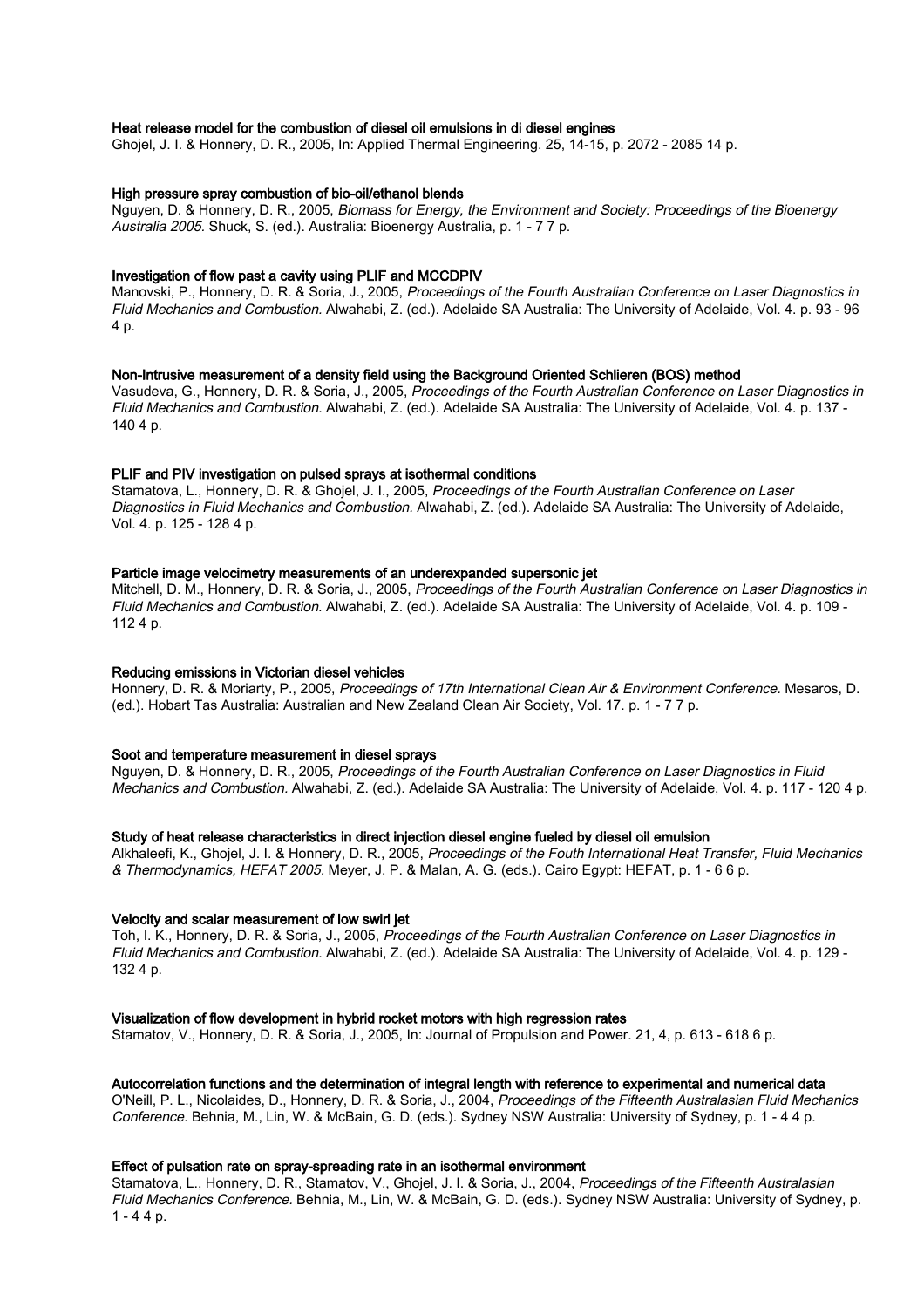**Heat release model for the combustion of diesel oil emulsions in di diesel engines**
Ghojel, J. I. & Honnery, D. R., 2005, In: Applied Thermal Engineering. 25, 14-15, p. 2072 - 2085 14 p.

**High pressure spray combustion of bio-oil/ethanol blends**
Nguyen, D. & Honnery, D. R., 2005, *Biomass for Energy, the Environment and Society: Proceedings of the Bioenergy Australia 2005.* Shuck, S. (ed.). Australia: Bioenergy Australia, p. 1 - 7 7 p.

**Investigation of flow past a cavity using PLIF and MCCDPIV**
Manovski, P., Honnery, D. R. & Soria, J., 2005, *Proceedings of the Fourth Australian Conference on Laser Diagnostics in Fluid Mechanics and Combustion.* Alwahabi, Z. (ed.). Adelaide SA Australia: The University of Adelaide, Vol. 4. p. 93 - 96 4 p.

**Non-Intrusive measurement of a density field using the Background Oriented Schlieren (BOS) method**
Vasudeva, G., Honnery, D. R. & Soria, J., 2005, *Proceedings of the Fourth Australian Conference on Laser Diagnostics in Fluid Mechanics and Combustion.* Alwahabi, Z. (ed.). Adelaide SA Australia: The University of Adelaide, Vol. 4. p. 137 - 140 4 p.

**PLIF and PIV investigation on pulsed sprays at isothermal conditions**
Stamatova, L., Honnery, D. R. & Ghojel, J. I., 2005, *Proceedings of the Fourth Australian Conference on Laser Diagnostics in Fluid Mechanics and Combustion.* Alwahabi, Z. (ed.). Adelaide SA Australia: The University of Adelaide, Vol. 4. p. 125 - 128 4 p.

**Particle image velocimetry measurements of an underexpanded supersonic jet**
Mitchell, D. M., Honnery, D. R. & Soria, J., 2005, *Proceedings of the Fourth Australian Conference on Laser Diagnostics in Fluid Mechanics and Combustion.* Alwahabi, Z. (ed.). Adelaide SA Australia: The University of Adelaide, Vol. 4. p. 109 - 112 4 p.

**Reducing emissions in Victorian diesel vehicles**
Honnery, D. R. & Moriarty, P., 2005, *Proceedings of 17th International Clean Air & Environment Conference.* Mesaros, D. (ed.). Hobart Tas Australia: Australian and New Zealand Clean Air Society, Vol. 17. p. 1 - 7 7 p.

**Soot and temperature measurement in diesel sprays**
Nguyen, D. & Honnery, D. R., 2005, *Proceedings of the Fourth Australian Conference on Laser Diagnostics in Fluid Mechanics and Combustion.* Alwahabi, Z. (ed.). Adelaide SA Australia: The University of Adelaide, Vol. 4. p. 117 - 120 4 p.

**Study of heat release characteristics in direct injection diesel engine fueled by diesel oil emulsion**
Alkhaleefi, K., Ghojel, J. I. & Honnery, D. R., 2005, *Proceedings of the Fouth International Heat Transfer, Fluid Mechanics & Thermodynamics, HEFAT 2005.* Meyer, J. P. & Malan, A. G. (eds.). Cairo Egypt: HEFAT, p. 1 - 6 6 p.

**Velocity and scalar measurement of low swirl jet**
Toh, I. K., Honnery, D. R. & Soria, J., 2005, *Proceedings of the Fourth Australian Conference on Laser Diagnostics in Fluid Mechanics and Combustion.* Alwahabi, Z. (ed.). Adelaide SA Australia: The University of Adelaide, Vol. 4. p. 129 - 132 4 p.

**Visualization of flow development in hybrid rocket motors with high regression rates**
Stamatov, V., Honnery, D. R. & Soria, J., 2005, In: Journal of Propulsion and Power. 21, 4, p. 613 - 618 6 p.

**Autocorrelation functions and the determination of integral length with reference to experimental and numerical data**
O'Neill, P. L., Nicolaides, D., Honnery, D. R. & Soria, J., 2004, *Proceedings of the Fifteenth Australasian Fluid Mechanics Conference.* Behnia, M., Lin, W. & McBain, G. D. (eds.). Sydney NSW Australia: University of Sydney, p. 1 - 4 4 p.

**Effect of pulsation rate on spray-spreading rate in an isothermal environment**
Stamatova, L., Honnery, D. R., Stamatov, V., Ghojel, J. I. & Soria, J., 2004, *Proceedings of the Fifteenth Australasian Fluid Mechanics Conference.* Behnia, M., Lin, W. & McBain, G. D. (eds.). Sydney NSW Australia: University of Sydney, p. 1 - 4 4 p.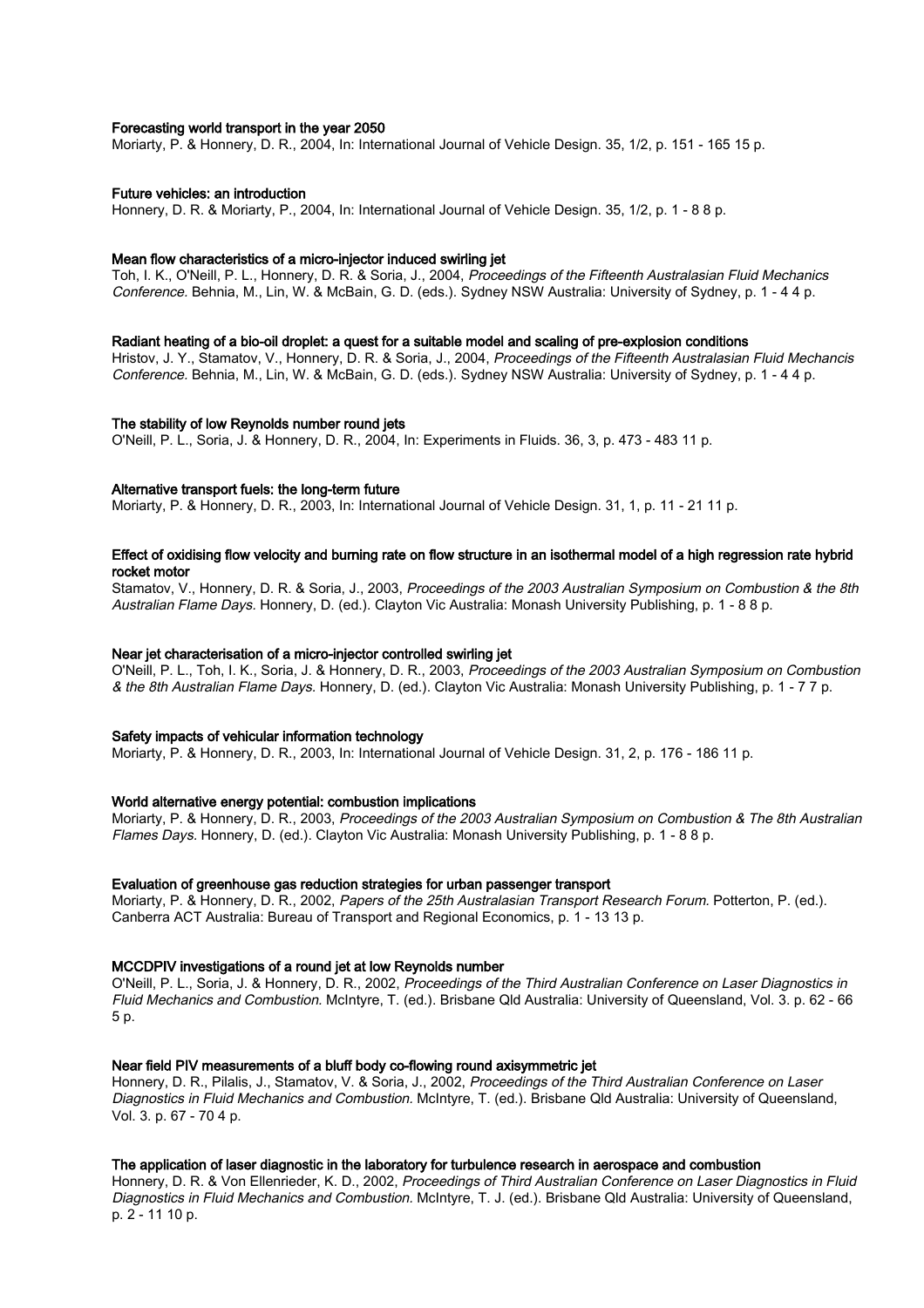**Forecasting world transport in the year 2050**
Moriarty, P. & Honnery, D. R., 2004, In: International Journal of Vehicle Design. 35, 1/2, p. 151 - 165 15 p.

**Future vehicles: an introduction**
Honnery, D. R. & Moriarty, P., 2004, In: International Journal of Vehicle Design. 35, 1/2, p. 1 - 8 8 p.

**Mean flow characteristics of a micro-injector induced swirling jet**
Toh, I. K., O'Neill, P. L., Honnery, D. R. & Soria, J., 2004, *Proceedings of the Fifteenth Australasian Fluid Mechanics Conference.* Behnia, M., Lin, W. & McBain, G. D. (eds.). Sydney NSW Australia: University of Sydney, p. 1 - 4 4 p.

**Radiant heating of a bio-oil droplet: a quest for a suitable model and scaling of pre-explosion conditions**
Hristov, J. Y., Stamatov, V., Honnery, D. R. & Soria, J., 2004, *Proceedings of the Fifteenth Australasian Fluid Mechancis Conference.* Behnia, M., Lin, W. & McBain, G. D. (eds.). Sydney NSW Australia: University of Sydney, p. 1 - 4 4 p.

**The stability of low Reynolds number round jets**
O'Neill, P. L., Soria, J. & Honnery, D. R., 2004, In: Experiments in Fluids. 36, 3, p. 473 - 483 11 p.

**Alternative transport fuels: the long-term future**
Moriarty, P. & Honnery, D. R., 2003, In: International Journal of Vehicle Design. 31, 1, p. 11 - 21 11 p.

**Effect of oxidising flow velocity and burning rate on flow structure in an isothermal model of a high regression rate hybrid rocket motor**
Stamatov, V., Honnery, D. R. & Soria, J., 2003, *Proceedings of the 2003 Australian Symposium on Combustion & the 8th Australian Flame Days.* Honnery, D. (ed.). Clayton Vic Australia: Monash University Publishing, p. 1 - 8 8 p.

**Near jet characterisation of a micro-injector controlled swirling jet**
O'Neill, P. L., Toh, I. K., Soria, J. & Honnery, D. R., 2003, *Proceedings of the 2003 Australian Symposium on Combustion & the 8th Australian Flame Days.* Honnery, D. (ed.). Clayton Vic Australia: Monash University Publishing, p. 1 - 7 7 p.

**Safety impacts of vehicular information technology**
Moriarty, P. & Honnery, D. R., 2003, In: International Journal of Vehicle Design. 31, 2, p. 176 - 186 11 p.

**World alternative energy potential: combustion implications**
Moriarty, P. & Honnery, D. R., 2003, *Proceedings of the 2003 Australian Symposium on Combustion & The 8th Australian Flames Days.* Honnery, D. (ed.). Clayton Vic Australia: Monash University Publishing, p. 1 - 8 8 p.

**Evaluation of greenhouse gas reduction strategies for urban passenger transport**
Moriarty, P. & Honnery, D. R., 2002, *Papers of the 25th Australasian Transport Research Forum.* Potterton, P. (ed.). Canberra ACT Australia: Bureau of Transport and Regional Economics, p. 1 - 13 13 p.

**MCCDPIV investigations of a round jet at low Reynolds number**
O'Neill, P. L., Soria, J. & Honnery, D. R., 2002, *Proceedings of the Third Australian Conference on Laser Diagnostics in Fluid Mechanics and Combustion.* McIntyre, T. (ed.). Brisbane Qld Australia: University of Queensland, Vol. 3. p. 62 - 66 5 p.

**Near field PIV measurements of a bluff body co-flowing round axisymmetric jet**
Honnery, D. R., Pilalis, J., Stamatov, V. & Soria, J., 2002, *Proceedings of the Third Australian Conference on Laser Diagnostics in Fluid Mechanics and Combustion.* McIntyre, T. (ed.). Brisbane Qld Australia: University of Queensland, Vol. 3. p. 67 - 70 4 p.

**The application of laser diagnostic in the laboratory for turbulence research in aerospace and combustion**
Honnery, D. R. & Von Ellenrieder, K. D., 2002, *Proceedings of Third Australian Conference on Laser Diagnostics in Fluid Diagnostics in Fluid Mechanics and Combustion.* McIntyre, T. J. (ed.). Brisbane Qld Australia: University of Queensland, p. 2 - 11 10 p.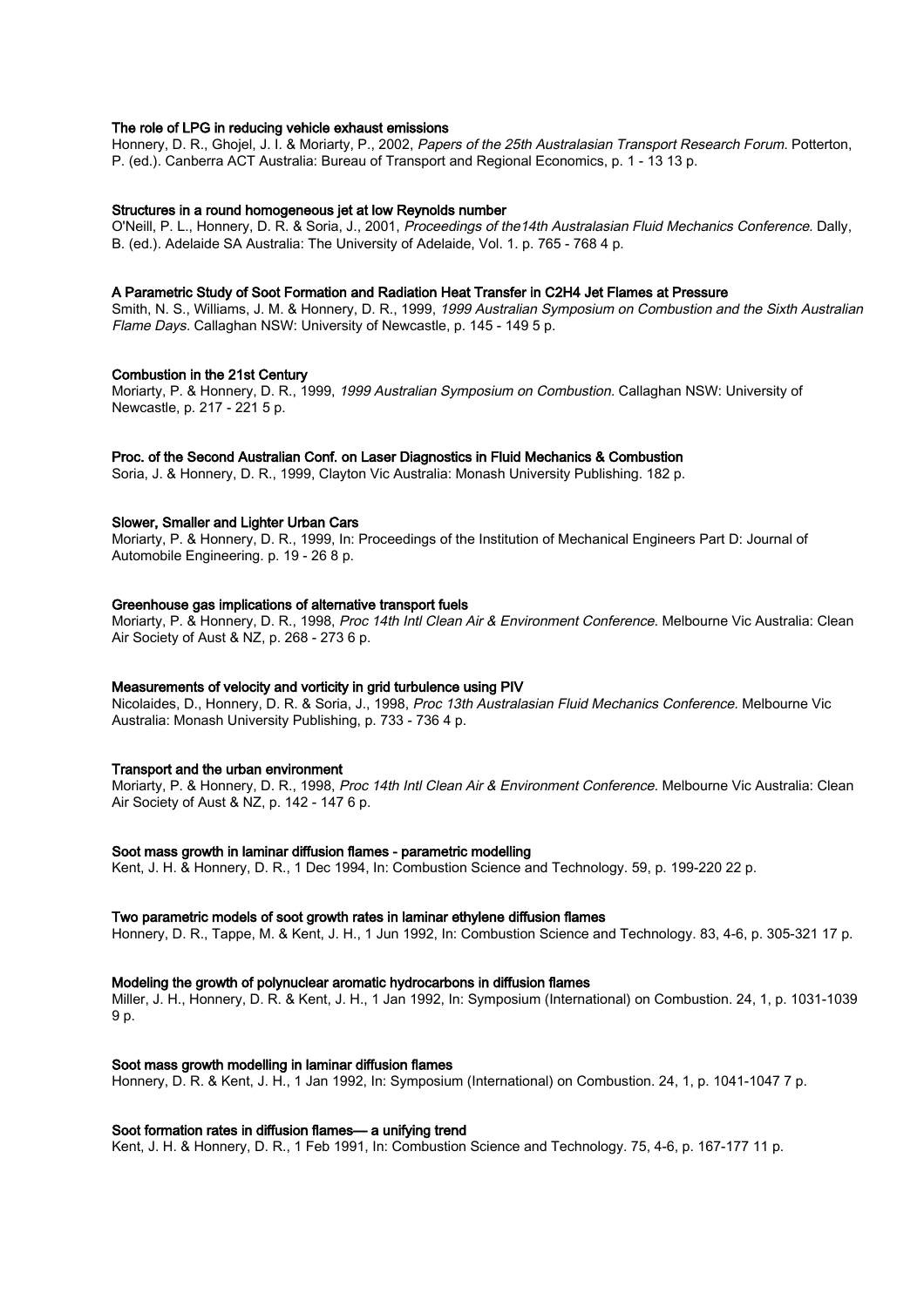**The role of LPG in reducing vehicle exhaust emissions**

Honnery, D. R., Ghojel, J. I. & Moriarty, P., 2002, *Papers of the 25th Australasian Transport Research Forum.* Potterton, P. (ed.). Canberra ACT Australia: Bureau of Transport and Regional Economics, p. 1 - 13 13 p.

**Structures in a round homogeneous jet at low Reynolds number**

O'Neill, P. L., Honnery, D. R. & Soria, J., 2001, *Proceedings of the14th Australasian Fluid Mechanics Conference.* Dally, B. (ed.). Adelaide SA Australia: The University of Adelaide, Vol. 1. p. 765 - 768 4 p.

**A Parametric Study of Soot Formation and Radiation Heat Transfer in C2H4 Jet Flames at Pressure**

Smith, N. S., Williams, J. M. & Honnery, D. R., 1999, *1999 Australian Symposium on Combustion and the Sixth Australian Flame Days.* Callaghan NSW: University of Newcastle, p. 145 - 149 5 p.

**Combustion in the 21st Century**

Moriarty, P. & Honnery, D. R., 1999, *1999 Australian Symposium on Combustion.* Callaghan NSW: University of Newcastle, p. 217 - 221 5 p.

**Proc. of the Second Australian Conf. on Laser Diagnostics in Fluid Mechanics & Combustion**

Soria, J. & Honnery, D. R., 1999, Clayton Vic Australia: Monash University Publishing. 182 p.

**Slower, Smaller and Lighter Urban Cars**

Moriarty, P. & Honnery, D. R., 1999, In: Proceedings of the Institution of Mechanical Engineers Part D: Journal of Automobile Engineering. p. 19 - 26 8 p.

**Greenhouse gas implications of alternative transport fuels**

Moriarty, P. & Honnery, D. R., 1998, *Proc 14th Intl Clean Air & Environment Conference.* Melbourne Vic Australia: Clean Air Society of Aust & NZ, p. 268 - 273 6 p.

**Measurements of velocity and vorticity in grid turbulence using PIV**

Nicolaides, D., Honnery, D. R. & Soria, J., 1998, *Proc 13th Australasian Fluid Mechanics Conference.* Melbourne Vic Australia: Monash University Publishing, p. 733 - 736 4 p.

**Transport and the urban environment**

Moriarty, P. & Honnery, D. R., 1998, *Proc 14th Intl Clean Air & Environment Conference.* Melbourne Vic Australia: Clean Air Society of Aust & NZ, p. 142 - 147 6 p.

**Soot mass growth in laminar diffusion flames - parametric modelling**

Kent, J. H. & Honnery, D. R., 1 Dec 1994, In: Combustion Science and Technology. 59, p. 199-220 22 p.

**Two parametric models of soot growth rates in laminar ethylene diffusion flames**

Honnery, D. R., Tappe, M. & Kent, J. H., 1 Jun 1992, In: Combustion Science and Technology. 83, 4-6, p. 305-321 17 p.

**Modeling the growth of polynuclear aromatic hydrocarbons in diffusion flames**

Miller, J. H., Honnery, D. R. & Kent, J. H., 1 Jan 1992, In: Symposium (International) on Combustion. 24, 1, p. 1031-1039 9 p.

**Soot mass growth modelling in laminar diffusion flames**

Honnery, D. R. & Kent, J. H., 1 Jan 1992, In: Symposium (International) on Combustion. 24, 1, p. 1041-1047 7 p.

**Soot formation rates in diffusion flames— a unifying trend**

Kent, J. H. & Honnery, D. R., 1 Feb 1991, In: Combustion Science and Technology. 75, 4-6, p. 167-177 11 p.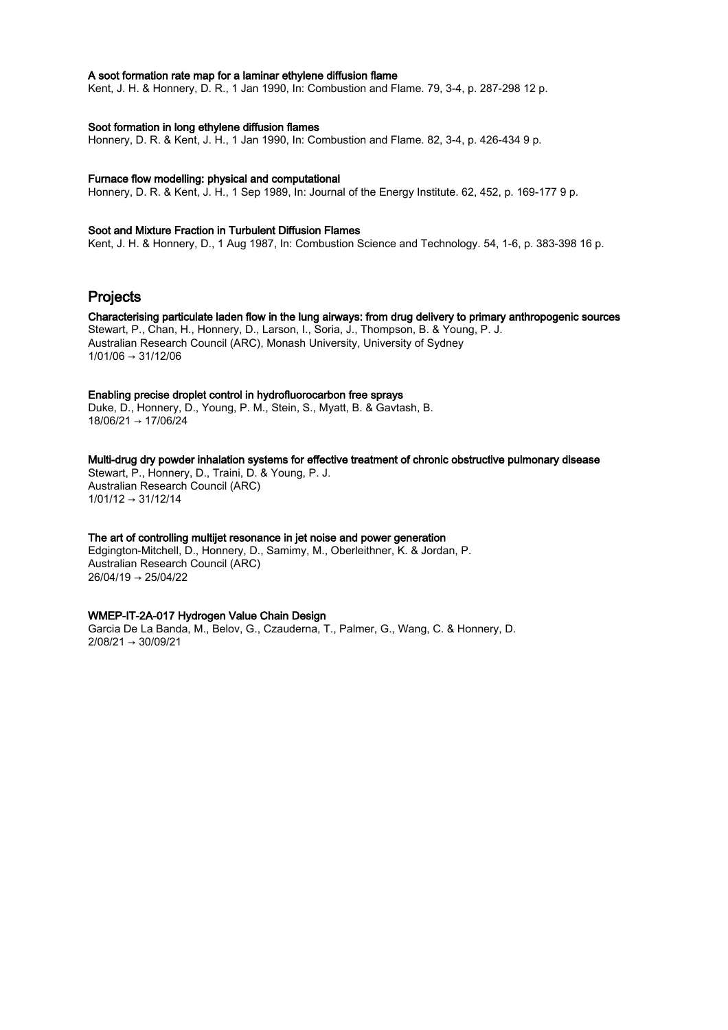**A soot formation rate map for a laminar ethylene diffusion flame**
Kent, J. H. & Honnery, D. R., 1 Jan 1990, In: Combustion and Flame. 79, 3-4, p. 287-298 12 p.

**Soot formation in long ethylene diffusion flames**
Honnery, D. R. & Kent, J. H., 1 Jan 1990, In: Combustion and Flame. 82, 3-4, p. 426-434 9 p.

**Furnace flow modelling: physical and computational**
Honnery, D. R. & Kent, J. H., 1 Sep 1989, In: Journal of the Energy Institute. 62, 452, p. 169-177 9 p.

**Soot and Mixture Fraction in Turbulent Diffusion Flames**
Kent, J. H. & Honnery, D., 1 Aug 1987, In: Combustion Science and Technology. 54, 1-6, p. 383-398 16 p.

## Projects

**Characterising particulate laden flow in the lung airways: from drug delivery to primary anthropogenic sources**
Stewart, P., Chan, H., Honnery, D., Larson, I., Soria, J., Thompson, B. & Young, P. J.
Australian Research Council (ARC), Monash University, University of Sydney
1/01/06 → 31/12/06

**Enabling precise droplet control in hydrofluorocarbon free sprays**
Duke, D., Honnery, D., Young, P. M., Stein, S., Myatt, B. & Gavtash, B.
18/06/21 → 17/06/24

**Multi-drug dry powder inhalation systems for effective treatment of chronic obstructive pulmonary disease**
Stewart, P., Honnery, D., Traini, D. & Young, P. J.
Australian Research Council (ARC)
1/01/12 → 31/12/14

**The art of controlling multijet resonance in jet noise and power generation**
Edgington-Mitchell, D., Honnery, D., Samimy, M., Oberleithner, K. & Jordan, P.
Australian Research Council (ARC)
26/04/19 → 25/04/22

**WMEP-IT-2A-017 Hydrogen Value Chain Design**
Garcia De La Banda, M., Belov, G., Czauderna, T., Palmer, G., Wang, C. & Honnery, D.
2/08/21 → 30/09/21